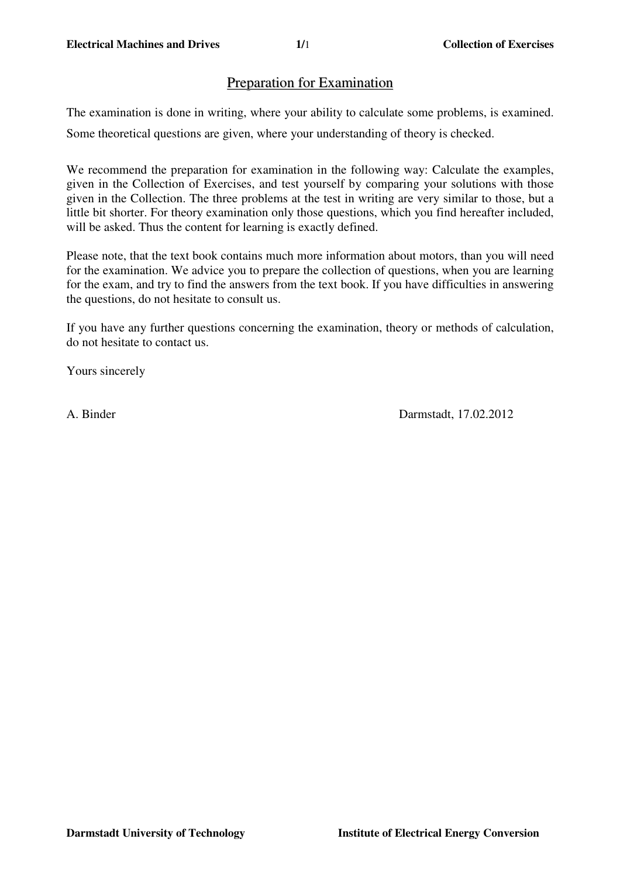# Preparation for Examination

The examination is done in writing, where your ability to calculate some problems, is examined.

Some theoretical questions are given, where your understanding of theory is checked.

We recommend the preparation for examination in the following way: Calculate the examples, given in the Collection of Exercises, and test yourself by comparing your solutions with those given in the Collection. The three problems at the test in writing are very similar to those, but a little bit shorter. For theory examination only those questions, which you find hereafter included, will be asked. Thus the content for learning is exactly defined.

Please note, that the text book contains much more information about motors, than you will need for the examination. We advice you to prepare the collection of questions, when you are learning for the exam, and try to find the answers from the text book. If you have difficulties in answering the questions, do not hesitate to consult us.

If you have any further questions concerning the examination, theory or methods of calculation, do not hesitate to contact us.

Yours sincerely

A. Binder

Darmstadt, 17.02.2012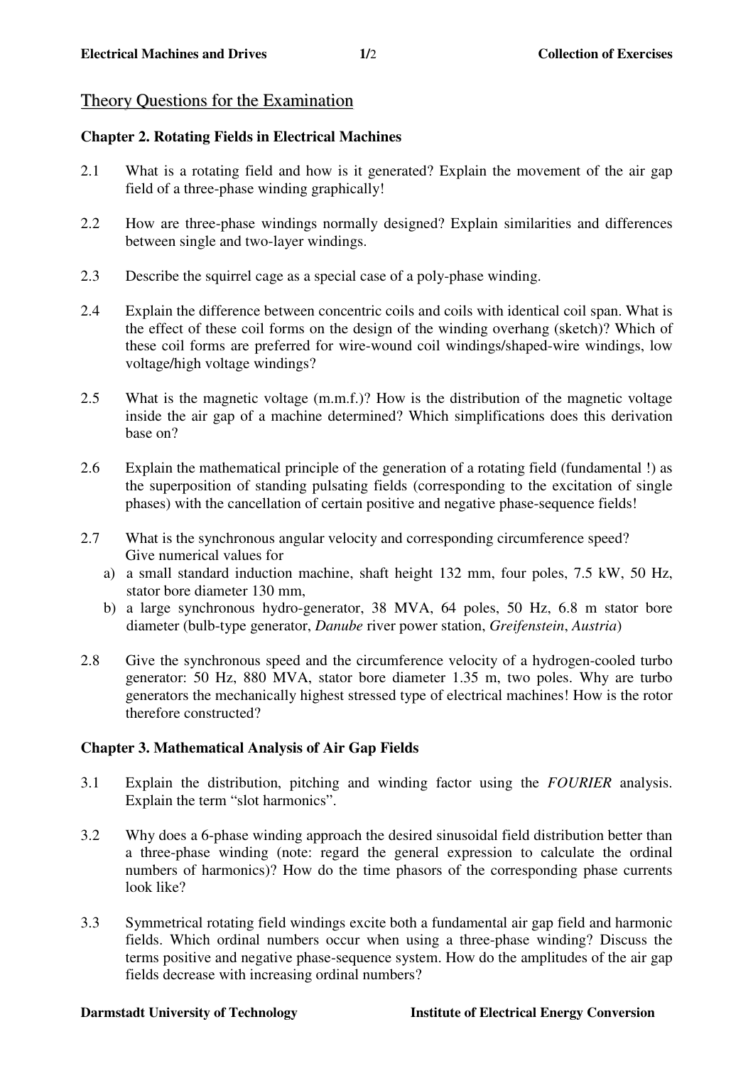## Theory Questions for the Examination

### Chapter 2. Rotating Fields in Electrical Machines

2.1 What is a rotating field and how is it generated? Explain the movement of the air gap field of a three-phase winding graphically!

2.2 How are three-phase windings normally designed? Explain similarities and differences between single and two-layer windings.

2.3 Describe the squirrel cage as a special case of a poly-phase winding.

2.4 Explain the difference between concentric coils and coils with identical coil span. What is the effect of these coil forms on the design of the winding overhang (sketch)? Which of these coil forms are preferred for wire-wound coil windings/shaped-wire windings, low voltage/high voltage windings?

2.5 What is the magnetic voltage (m.m.f.)? How is the distribution of the magnetic voltage inside the air gap of a machine determined? Which simplifications does this derivation base on?

2.6 Explain the mathematical principle of the generation of a rotating field (fundamental !) as the superposition of standing pulsating fields (corresponding to the excitation of single phases) with the cancellation of certain positive and negative phase-sequence fields!

2.7 What is the synchronous angular velocity and corresponding circumference speed? Give numerical values for
   a) a small standard induction machine, shaft height 132 mm, four poles, 7.5 kW, 50 Hz, stator bore diameter 130 mm,
   b) a large synchronous hydro-generator, 38 MVA, 64 poles, 50 Hz, 6.8 m stator bore diameter (bulb-type generator, *Danube* river power station, *Greifenstein*, *Austria*)

2.8 Give the synchronous speed and the circumference velocity of a hydrogen-cooled turbo generator: 50 Hz, 880 MVA, stator bore diameter 1.35 m, two poles. Why are turbo generators the mechanically highest stressed type of electrical machines! How is the rotor therefore constructed?

### Chapter 3. Mathematical Analysis of Air Gap Fields

3.1 Explain the distribution, pitching and winding factor using the *FOURIER* analysis. Explain the term "slot harmonics".

3.2 Why does a 6-phase winding approach the desired sinusoidal field distribution better than a three-phase winding (note: regard the general expression to calculate the ordinal numbers of harmonics)? How do the time phasors of the corresponding phase currents look like?

3.3 Symmetrical rotating field windings excite both a fundamental air gap field and harmonic fields. Which ordinal numbers occur when using a three-phase winding? Discuss the terms positive and negative phase-sequence system. How do the amplitudes of the air gap fields decrease with increasing ordinal numbers?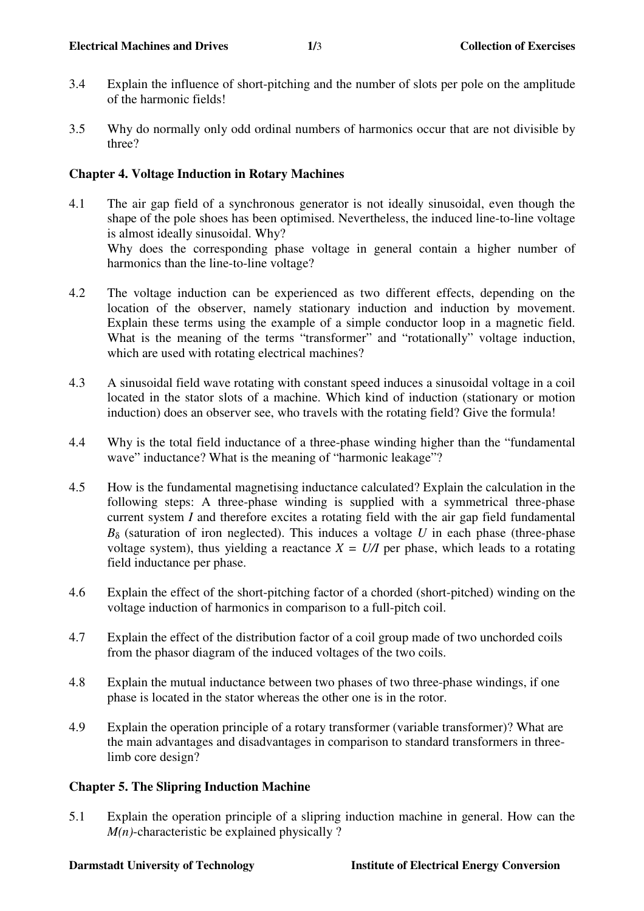3.4 Explain the influence of short-pitching and the number of slots per pole on the amplitude of the harmonic fields!

3.5 Why do normally only odd ordinal numbers of harmonics occur that are not divisible by three?

## Chapter 4. Voltage Induction in Rotary Machines

4.1 The air gap field of a synchronous generator is not ideally sinusoidal, even though the shape of the pole shoes has been optimised. Nevertheless, the induced line-to-line voltage is almost ideally sinusoidal. Why?
Why does the corresponding phase voltage in general contain a higher number of harmonics than the line-to-line voltage?

4.2 The voltage induction can be experienced as two different effects, depending on the location of the observer, namely stationary induction and induction by movement. Explain these terms using the example of a simple conductor loop in a magnetic field. What is the meaning of the terms "transformer" and "rotationally" voltage induction, which are used with rotating electrical machines?

4.3 A sinusoidal field wave rotating with constant speed induces a sinusoidal voltage in a coil located in the stator slots of a machine. Which kind of induction (stationary or motion induction) does an observer see, who travels with the rotating field? Give the formula!

4.4 Why is the total field inductance of a three-phase winding higher than the "fundamental wave" inductance? What is the meaning of "harmonic leakage"?

4.5 How is the fundamental magnetising inductance calculated? Explain the calculation in the following steps: A three-phase winding is supplied with a symmetrical three-phase current system $I$ and therefore excites a rotating field with the air gap field fundamental $B_\delta$ (saturation of iron neglected). This induces a voltage $U$ in each phase (three-phase voltage system), thus yielding a reactance $X = U/I$ per phase, which leads to a rotating field inductance per phase.

4.6 Explain the effect of the short-pitching factor of a chorded (short-pitched) winding on the voltage induction of harmonics in comparison to a full-pitch coil.

4.7 Explain the effect of the distribution factor of a coil group made of two unchorded coils from the phasor diagram of the induced voltages of the two coils.

4.8 Explain the mutual inductance between two phases of two three-phase windings, if one phase is located in the stator whereas the other one is in the rotor.

4.9 Explain the operation principle of a rotary transformer (variable transformer)? What are the main advantages and disadvantages in comparison to standard transformers in three-limb core design?

## Chapter 5. The Slipring Induction Machine

5.1 Explain the operation principle of a slipring induction machine in general. How can the *M(n)*-characteristic be explained physically ?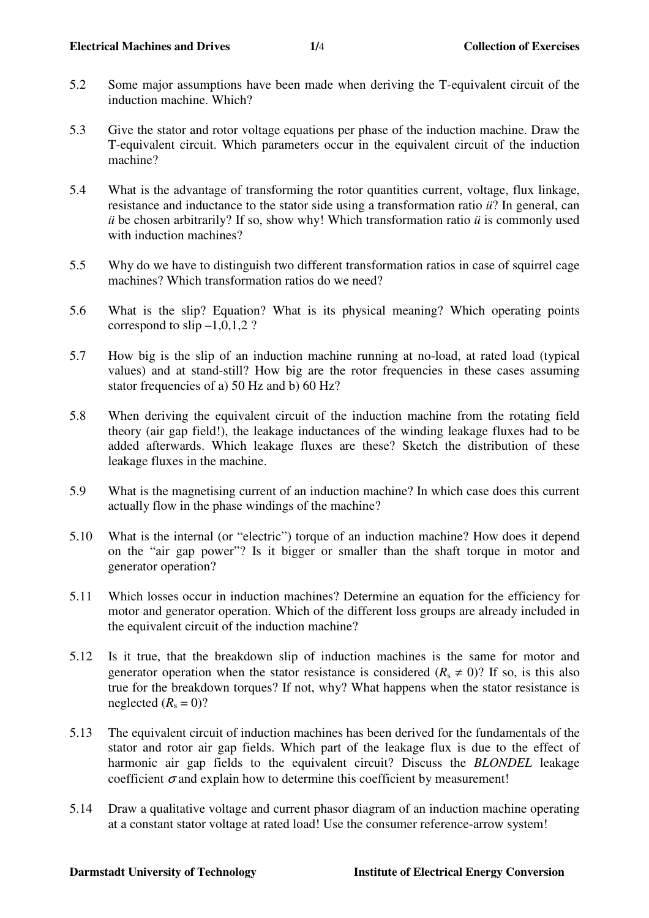5.2 Some major assumptions have been made when deriving the T-equivalent circuit of the induction machine. Which?

5.3 Give the stator and rotor voltage equations per phase of the induction machine. Draw the T-equivalent circuit. Which parameters occur in the equivalent circuit of the induction machine?

5.4 What is the advantage of transforming the rotor quantities current, voltage, flux linkage, resistance and inductance to the stator side using a transformation ratio *ü*? In general, can *ü* be chosen arbitrarily? If so, show why! Which transformation ratio *ü* is commonly used with induction machines?

5.5 Why do we have to distinguish two different transformation ratios in case of squirrel cage machines? Which transformation ratios do we need?

5.6 What is the slip? Equation? What is its physical meaning? Which operating points correspond to slip –1,0,1,2 ?

5.7 How big is the slip of an induction machine running at no-load, at rated load (typical values) and at stand-still? How big are the rotor frequencies in these cases assuming stator frequencies of a) 50 Hz and b) 60 Hz?

5.8 When deriving the equivalent circuit of the induction machine from the rotating field theory (air gap field!), the leakage inductances of the winding leakage fluxes had to be added afterwards. Which leakage fluxes are these? Sketch the distribution of these leakage fluxes in the machine.

5.9 What is the magnetising current of an induction machine? In which case does this current actually flow in the phase windings of the machine?

5.10 What is the internal (or "electric") torque of an induction machine? How does it depend on the "air gap power"? Is it bigger or smaller than the shaft torque in motor and generator operation?

5.11 Which losses occur in induction machines? Determine an equation for the efficiency for motor and generator operation. Which of the different loss groups are already included in the equivalent circuit of the induction machine?

5.12 Is it true, that the breakdown slip of induction machines is the same for motor and generator operation when the stator resistance is considered ($R_s \neq 0$)? If so, is this also true for the breakdown torques? If not, why? What happens when the stator resistance is neglected ($R_s = 0$)?

5.13 The equivalent circuit of induction machines has been derived for the fundamentals of the stator and rotor air gap fields. Which part of the leakage flux is due to the effect of harmonic air gap fields to the equivalent circuit? Discuss the *BLONDEL* leakage coefficient $\sigma$ and explain how to determine this coefficient by measurement!

5.14 Draw a qualitative voltage and current phasor diagram of an induction machine operating at a constant stator voltage at rated load! Use the consumer reference-arrow system!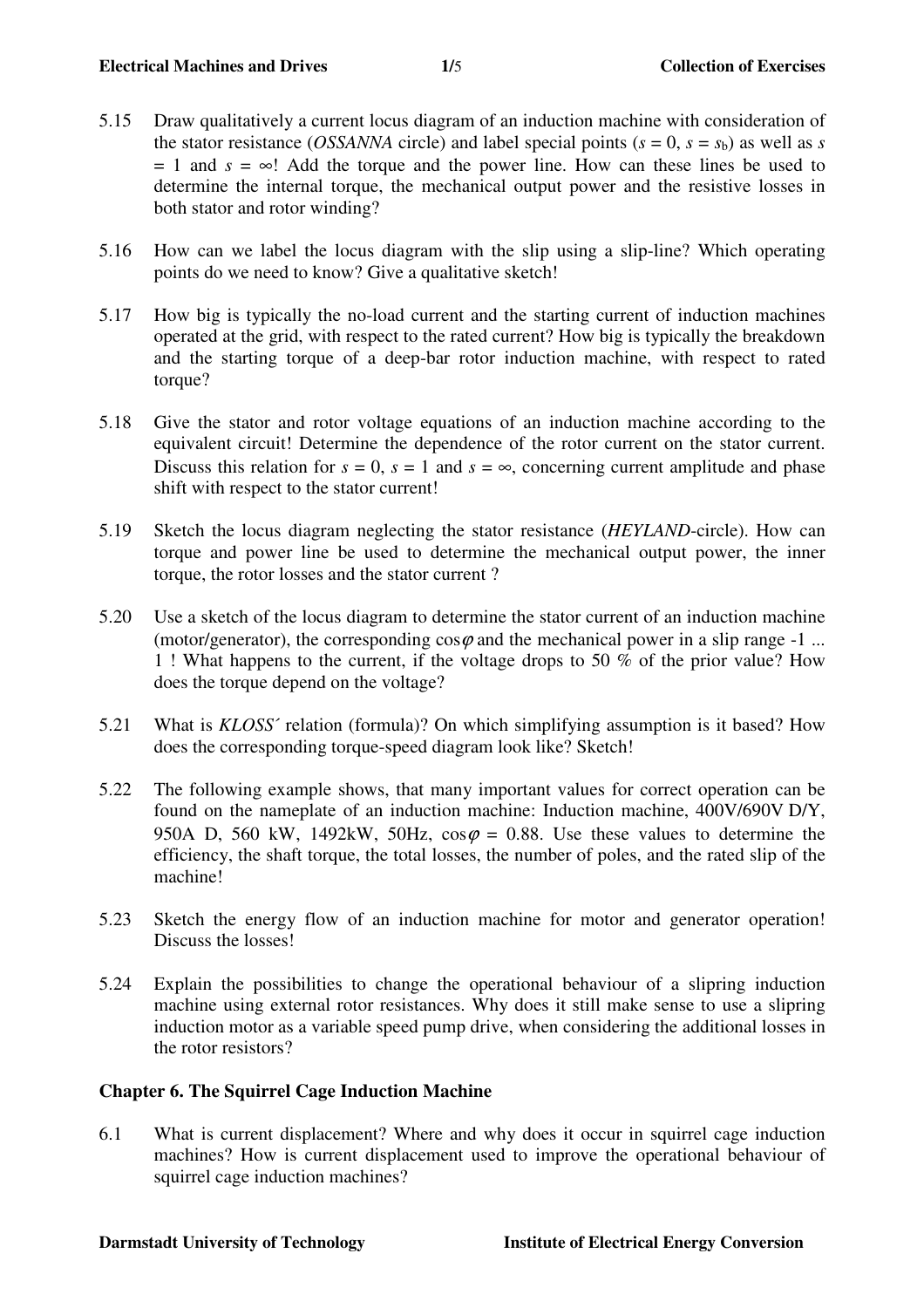5.15 Draw qualitatively a current locus diagram of an induction machine with consideration of the stator resistance (*OSSANNA* circle) and label special points ($s = 0$, $s = s_b$) as well as $s = 1$ and $s = \infty$! Add the torque and the power line. How can these lines be used to determine the internal torque, the mechanical output power and the resistive losses in both stator and rotor winding?

5.16 How can we label the locus diagram with the slip using a slip-line? Which operating points do we need to know? Give a qualitative sketch!

5.17 How big is typically the no-load current and the starting current of induction machines operated at the grid, with respect to the rated current? How big is typically the breakdown and the starting torque of a deep-bar rotor induction machine, with respect to rated torque?

5.18 Give the stator and rotor voltage equations of an induction machine according to the equivalent circuit! Determine the dependence of the rotor current on the stator current. Discuss this relation for $s = 0$, $s = 1$ and $s = \infty$, concerning current amplitude and phase shift with respect to the stator current!

5.19 Sketch the locus diagram neglecting the stator resistance (*HEYLAND*-circle). How can torque and power line be used to determine the mechanical output power, the inner torque, the rotor losses and the stator current ?

5.20 Use a sketch of the locus diagram to determine the stator current of an induction machine (motor/generator), the corresponding $\cos\varphi$ and the mechanical power in a slip range -1 ... 1 ! What happens to the current, if the voltage drops to 50 % of the prior value? How does the torque depend on the voltage?

5.21 What is *KLOSS´* relation (formula)? On which simplifying assumption is it based? How does the corresponding torque-speed diagram look like? Sketch!

5.22 The following example shows, that many important values for correct operation can be found on the nameplate of an induction machine: Induction machine, 400V/690V D/Y, 950A D, 560 kW, 1492kW, 50Hz, $\cos\varphi = 0.88$. Use these values to determine the efficiency, the shaft torque, the total losses, the number of poles, and the rated slip of the machine!

5.23 Sketch the energy flow of an induction machine for motor and generator operation! Discuss the losses!

5.24 Explain the possibilities to change the operational behaviour of a slipring induction machine using external rotor resistances. Why does it still make sense to use a slipring induction motor as a variable speed pump drive, when considering the additional losses in the rotor resistors?

## Chapter 6. The Squirrel Cage Induction Machine

6.1 What is current displacement? Where and why does it occur in squirrel cage induction machines? How is current displacement used to improve the operational behaviour of squirrel cage induction machines?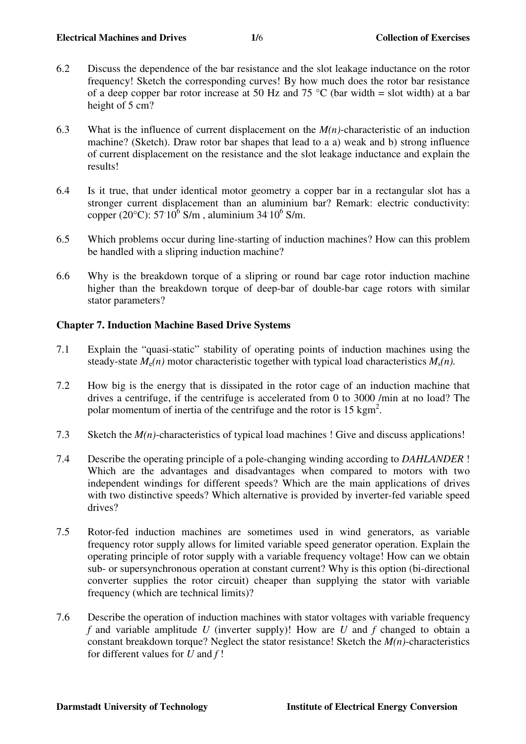6.2 Discuss the dependence of the bar resistance and the slot leakage inductance on the rotor frequency! Sketch the corresponding curves! By how much does the rotor bar resistance of a deep copper bar rotor increase at 50 Hz and 75 °C (bar width = slot width) at a bar height of 5 cm?

6.3 What is the influence of current displacement on the *M(n)*-characteristic of an induction machine? (Sketch). Draw rotor bar shapes that lead to a a) weak and b) strong influence of current displacement on the resistance and the slot leakage inductance and explain the results!

6.4 Is it true, that under identical motor geometry a copper bar in a rectangular slot has a stronger current displacement than an aluminium bar? Remark: electric conductivity: copper (20°C): $57 \cdot 10^6$ S/m , aluminium $34 \cdot 10^6$ S/m.

6.5 Which problems occur during line-starting of induction machines? How can this problem be handled with a slipring induction machine?

6.6 Why is the breakdown torque of a slipring or round bar cage rotor induction machine higher than the breakdown torque of deep-bar of double-bar cage rotors with similar stator parameters?

## Chapter 7. Induction Machine Based Drive Systems

7.1 Explain the "quasi-static" stability of operating points of induction machines using the steady-state $M_e(n)$ motor characteristic together with typical load characteristics $M_s(n)$.

7.2 How big is the energy that is dissipated in the rotor cage of an induction machine that drives a centrifuge, if the centrifuge is accelerated from 0 to 3000 /min at no load? The polar momentum of inertia of the centrifuge and the rotor is 15 kgm$^2$.

7.3 Sketch the *M(n)*-characteristics of typical load machines ! Give and discuss applications!

7.4 Describe the operating principle of a pole-changing winding according to *DAHLANDER* ! Which are the advantages and disadvantages when compared to motors with two independent windings for different speeds? Which are the main applications of drives with two distinctive speeds? Which alternative is provided by inverter-fed variable speed drives?

7.5 Rotor-fed induction machines are sometimes used in wind generators, as variable frequency rotor supply allows for limited variable speed generator operation. Explain the operating principle of rotor supply with a variable frequency voltage! How can we obtain sub- or supersynchronous operation at constant current? Why is this option (bi-directional converter supplies the rotor circuit) cheaper than supplying the stator with variable frequency (which are technical limits)?

7.6 Describe the operation of induction machines with stator voltages with variable frequency $f$ and variable amplitude $U$ (inverter supply)! How are $U$ and $f$ changed to obtain a constant breakdown torque? Neglect the stator resistance! Sketch the *M(n)*-characteristics for different values for $U$ and $f$ !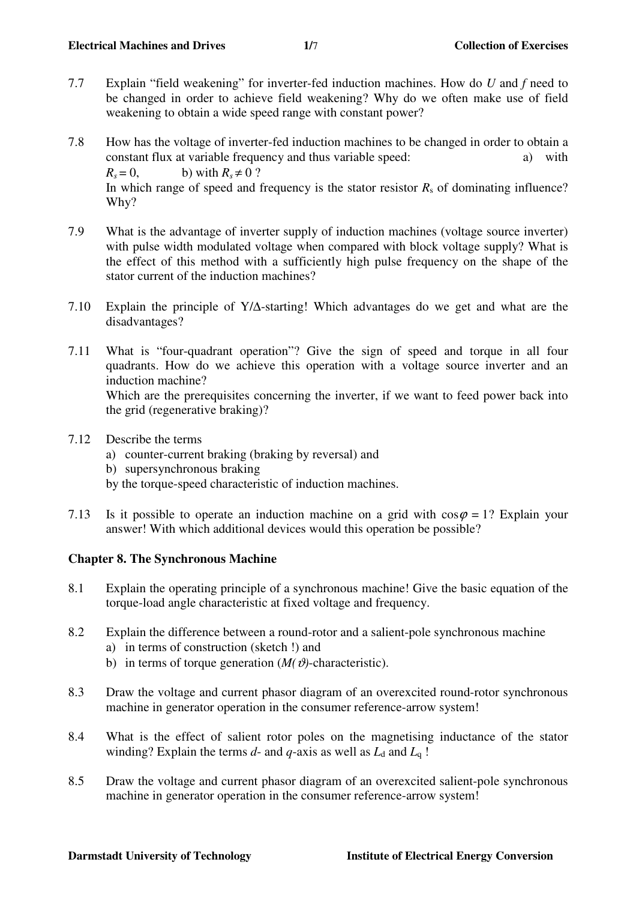7.7 Explain "field weakening" for inverter-fed induction machines. How do $U$ and $f$ need to be changed in order to achieve field weakening? Why do we often make use of field weakening to obtain a wide speed range with constant power?

7.8 How has the voltage of inverter-fed induction machines to be changed in order to obtain a constant flux at variable frequency and thus variable speed: a) with $R_s = 0$, b) with $R_s \neq 0$ ?
In which range of speed and frequency is the stator resistor $R_s$ of dominating influence? Why?

7.9 What is the advantage of inverter supply of induction machines (voltage source inverter) with pulse width modulated voltage when compared with block voltage supply? What is the effect of this method with a sufficiently high pulse frequency on the shape of the stator current of the induction machines?

7.10 Explain the principle of Y/Δ-starting! Which advantages do we get and what are the disadvantages?

7.11 What is "four-quadrant operation"? Give the sign of speed and torque in all four quadrants. How do we achieve this operation with a voltage source inverter and an induction machine?
Which are the prerequisites concerning the inverter, if we want to feed power back into the grid (regenerative braking)?

7.12 Describe the terms
a) counter-current braking (braking by reversal) and
b) supersynchronous braking
by the torque-speed characteristic of induction machines.

7.13 Is it possible to operate an induction machine on a grid with $\cos\varphi = 1$? Explain your answer! With which additional devices would this operation be possible?

## Chapter 8. The Synchronous Machine

8.1 Explain the operating principle of a synchronous machine! Give the basic equation of the torque-load angle characteristic at fixed voltage and frequency.

8.2 Explain the difference between a round-rotor and a salient-pole synchronous machine
a) in terms of construction (sketch !) and
b) in terms of torque generation ($M(\vartheta)$-characteristic).

8.3 Draw the voltage and current phasor diagram of an overexcited round-rotor synchronous machine in generator operation in the consumer reference-arrow system!

8.4 What is the effect of salient rotor poles on the magnetising inductance of the stator winding? Explain the terms $d$- and $q$-axis as well as $L_d$ and $L_q$ !

8.5 Draw the voltage and current phasor diagram of an overexcited salient-pole synchronous machine in generator operation in the consumer reference-arrow system!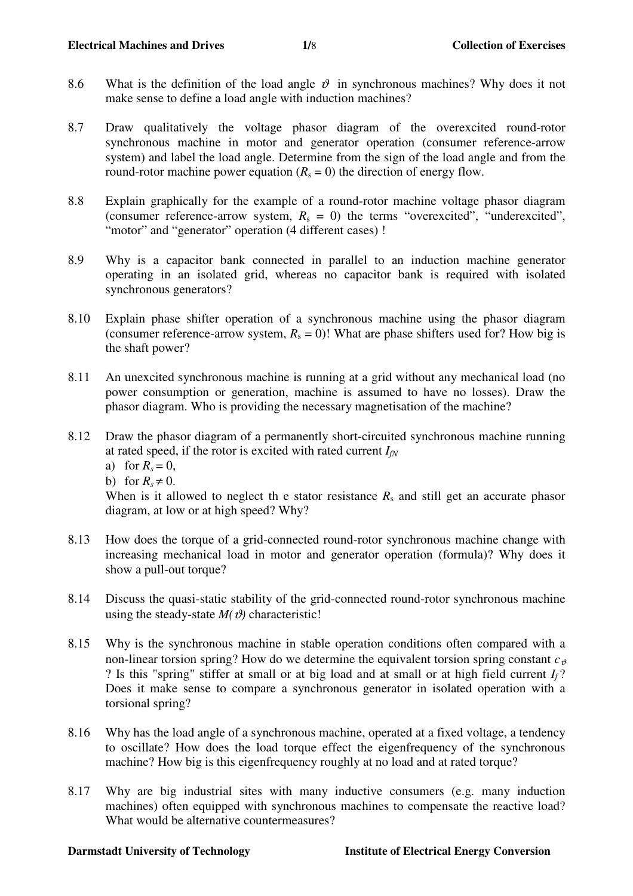8.6 What is the definition of the load angle $\vartheta$ in synchronous machines? Why does it not make sense to define a load angle with induction machines?

8.7 Draw qualitatively the voltage phasor diagram of the overexcited round-rotor synchronous machine in motor and generator operation (consumer reference-arrow system) and label the load angle. Determine from the sign of the load angle and from the round-rotor machine power equation ($R_s = 0$) the direction of energy flow.

8.8 Explain graphically for the example of a round-rotor machine voltage phasor diagram (consumer reference-arrow system, $R_s = 0$) the terms "overexcited", "underexcited", "motor" and "generator" operation (4 different cases) !

8.9 Why is a capacitor bank connected in parallel to an induction machine generator operating in an isolated grid, whereas no capacitor bank is required with isolated synchronous generators?

8.10 Explain phase shifter operation of a synchronous machine using the phasor diagram (consumer reference-arrow system, $R_s = 0$)! What are phase shifters used for? How big is the shaft power?

8.11 An unexcited synchronous machine is running at a grid without any mechanical load (no power consumption or generation, machine is assumed to have no losses). Draw the phasor diagram. Who is providing the necessary magnetisation of the machine?

8.12 Draw the phasor diagram of a permanently short-circuited synchronous machine running at rated speed, if the rotor is excited with rated current $I_{fN}$

a) for $R_s = 0$,

b) for $R_s \neq 0$.

When is it allowed to neglect th e stator resistance $R_s$ and still get an accurate phasor diagram, at low or at high speed? Why?

8.13 How does the torque of a grid-connected round-rotor synchronous machine change with increasing mechanical load in motor and generator operation (formula)? Why does it show a pull-out torque?

8.14 Discuss the quasi-static stability of the grid-connected round-rotor synchronous machine using the steady-state $M(\vartheta)$ characteristic!

8.15 Why is the synchronous machine in stable operation conditions often compared with a non-linear torsion spring? How do we determine the equivalent torsion spring constant $c_\vartheta$ ? Is this "spring" stiffer at small or at big load and at small or at high field current $I_f$? Does it make sense to compare a synchronous generator in isolated operation with a torsional spring?

8.16 Why has the load angle of a synchronous machine, operated at a fixed voltage, a tendency to oscillate? How does the load torque effect the eigenfrequency of the synchronous machine? How big is this eigenfrequency roughly at no load and at rated torque?

8.17 Why are big industrial sites with many inductive consumers (e.g. many induction machines) often equipped with synchronous machines to compensate the reactive load? What would be alternative countermeasures?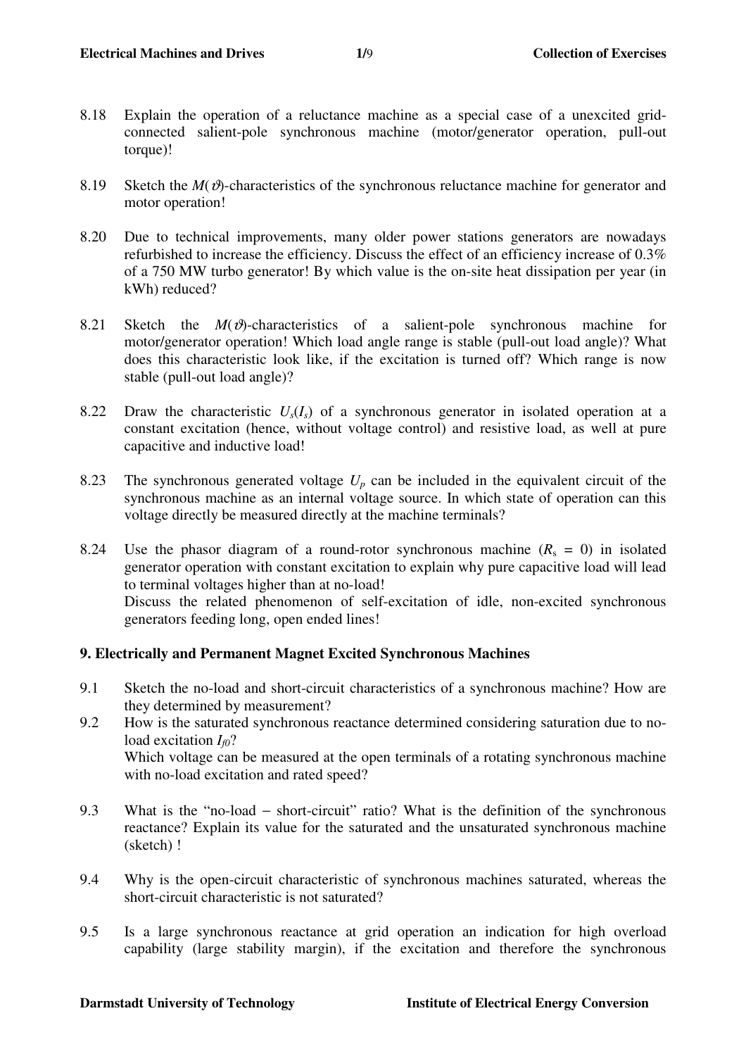8.18 Explain the operation of a reluctance machine as a special case of a unexcited grid-connected salient-pole synchronous machine (motor/generator operation, pull-out torque)!

8.19 Sketch the $M(\vartheta)$-characteristics of the synchronous reluctance machine for generator and motor operation!

8.20 Due to technical improvements, many older power stations generators are nowadays refurbished to increase the efficiency. Discuss the effect of an efficiency increase of 0.3% of a 750 MW turbo generator! By which value is the on-site heat dissipation per year (in kWh) reduced?

8.21 Sketch the $M(\vartheta)$-characteristics of a salient-pole synchronous machine for motor/generator operation! Which load angle range is stable (pull-out load angle)? What does this characteristic look like, if the excitation is turned off? Which range is now stable (pull-out load angle)?

8.22 Draw the characteristic $U_s(I_s)$ of a synchronous generator in isolated operation at a constant excitation (hence, without voltage control) and resistive load, as well at pure capacitive and inductive load!

8.23 The synchronous generated voltage $U_p$ can be included in the equivalent circuit of the synchronous machine as an internal voltage source. In which state of operation can this voltage directly be measured directly at the machine terminals?

8.24 Use the phasor diagram of a round-rotor synchronous machine ($R_s$ = 0) in isolated generator operation with constant excitation to explain why pure capacitive load will lead to terminal voltages higher than at no-load!
Discuss the related phenomenon of self-excitation of idle, non-excited synchronous generators feeding long, open ended lines!

## 9. Electrically and Permanent Magnet Excited Synchronous Machines

9.1 Sketch the no-load and short-circuit characteristics of a synchronous machine? How are they determined by measurement?

9.2 How is the saturated synchronous reactance determined considering saturation due to no-load excitation $I_{f0}$?
Which voltage can be measured at the open terminals of a rotating synchronous machine with no-load excitation and rated speed?

9.3 What is the "no-load − short-circuit" ratio? What is the definition of the synchronous reactance? Explain its value for the saturated and the unsaturated synchronous machine (sketch) !

9.4 Why is the open-circuit characteristic of synchronous machines saturated, whereas the short-circuit characteristic is not saturated?

9.5 Is a large synchronous reactance at grid operation an indication for high overload capability (large stability margin), if the excitation and therefore the synchronous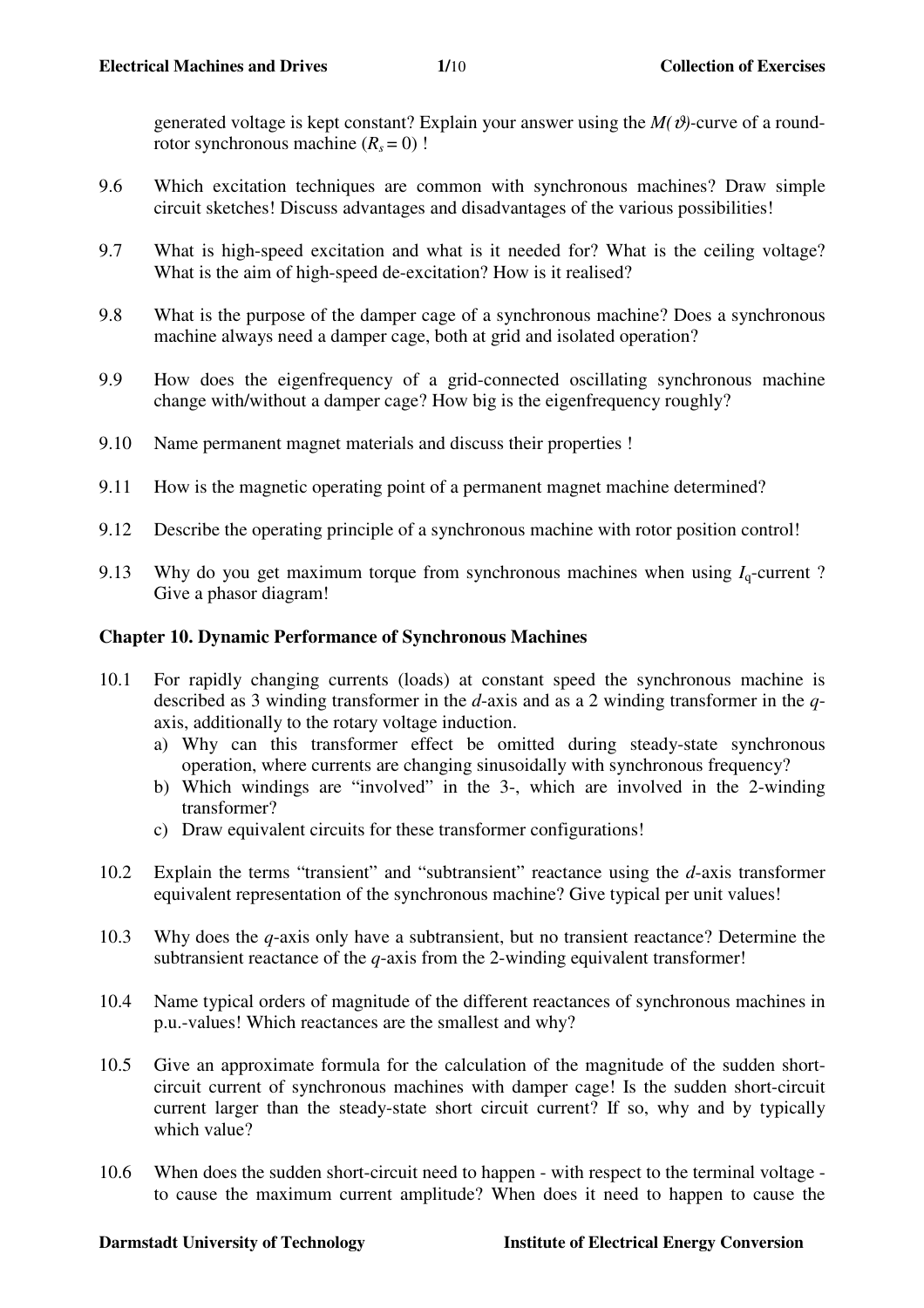generated voltage is kept constant? Explain your answer using the $M(\vartheta)$-curve of a round-rotor synchronous machine ($R_s = 0$) !

9.6 Which excitation techniques are common with synchronous machines? Draw simple circuit sketches! Discuss advantages and disadvantages of the various possibilities!

9.7 What is high-speed excitation and what is it needed for? What is the ceiling voltage? What is the aim of high-speed de-excitation? How is it realised?

9.8 What is the purpose of the damper cage of a synchronous machine? Does a synchronous machine always need a damper cage, both at grid and isolated operation?

9.9 How does the eigenfrequency of a grid-connected oscillating synchronous machine change with/without a damper cage? How big is the eigenfrequency roughly?

9.10 Name permanent magnet materials and discuss their properties !

9.11 How is the magnetic operating point of a permanent magnet machine determined?

9.12 Describe the operating principle of a synchronous machine with rotor position control!

9.13 Why do you get maximum torque from synchronous machines when using $I_q$-current ? Give a phasor diagram!

## Chapter 10. Dynamic Performance of Synchronous Machines

10.1 For rapidly changing currents (loads) at constant speed the synchronous machine is described as 3 winding transformer in the *d*-axis and as a 2 winding transformer in the *q*-axis, additionally to the rotary voltage induction.

   a) Why can this transformer effect be omitted during steady-state synchronous operation, where currents are changing sinusoidally with synchronous frequency?
   b) Which windings are "involved" in the 3-, which are involved in the 2-winding transformer?
   c) Draw equivalent circuits for these transformer configurations!

10.2 Explain the terms "transient" and "subtransient" reactance using the *d*-axis transformer equivalent representation of the synchronous machine? Give typical per unit values!

10.3 Why does the *q*-axis only have a subtransient, but no transient reactance? Determine the subtransient reactance of the *q*-axis from the 2-winding equivalent transformer!

10.4 Name typical orders of magnitude of the different reactances of synchronous machines in p.u.-values! Which reactances are the smallest and why?

10.5 Give an approximate formula for the calculation of the magnitude of the sudden short-circuit current of synchronous machines with damper cage! Is the sudden short-circuit current larger than the steady-state short circuit current? If so, why and by typically which value?

10.6 When does the sudden short-circuit need to happen - with respect to the terminal voltage - to cause the maximum current amplitude? When does it need to happen to cause the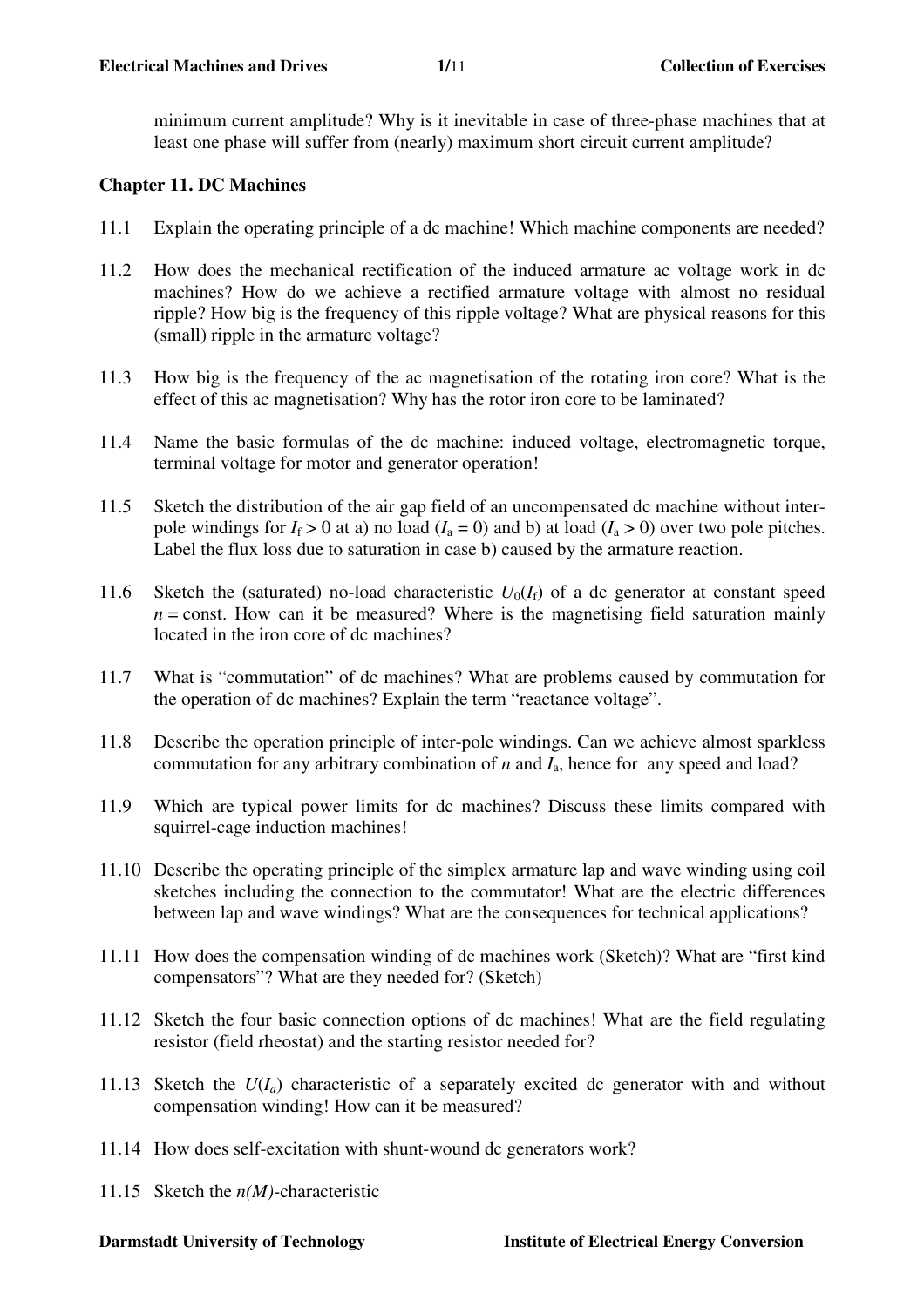minimum current amplitude? Why is it inevitable in case of three-phase machines that at least one phase will suffer from (nearly) maximum short circuit current amplitude?

**Chapter 11. DC Machines**

11.1 Explain the operating principle of a dc machine! Which machine components are needed?

11.2 How does the mechanical rectification of the induced armature ac voltage work in dc machines? How do we achieve a rectified armature voltage with almost no residual ripple? How big is the frequency of this ripple voltage? What are physical reasons for this (small) ripple in the armature voltage?

11.3 How big is the frequency of the ac magnetisation of the rotating iron core? What is the effect of this ac magnetisation? Why has the rotor iron core to be laminated?

11.4 Name the basic formulas of the dc machine: induced voltage, electromagnetic torque, terminal voltage for motor and generator operation!

11.5 Sketch the distribution of the air gap field of an uncompensated dc machine without inter-pole windings for $I_f > 0$ at a) no load ($I_a = 0$) and b) at load ($I_a > 0$) over two pole pitches. Label the flux loss due to saturation in case b) caused by the armature reaction.

11.6 Sketch the (saturated) no-load characteristic $U_0(I_f)$ of a dc generator at constant speed $n = \text{const}$. How can it be measured? Where is the magnetising field saturation mainly located in the iron core of dc machines?

11.7 What is “commutation” of dc machines? What are problems caused by commutation for the operation of dc machines? Explain the term “reactance voltage”.

11.8 Describe the operation principle of inter-pole windings. Can we achieve almost sparkless commutation for any arbitrary combination of $n$ and $I_a$, hence for any speed and load?

11.9 Which are typical power limits for dc machines? Discuss these limits compared with squirrel-cage induction machines!

11.10 Describe the operating principle of the simplex armature lap and wave winding using coil sketches including the connection to the commutator! What are the electric differences between lap and wave windings? What are the consequences for technical applications?

11.11 How does the compensation winding of dc machines work (Sketch)? What are “first kind compensators”? What are they needed for? (Sketch)

11.12 Sketch the four basic connection options of dc machines! What are the field regulating resistor (field rheostat) and the starting resistor needed for?

11.13 Sketch the $U(I_a)$ characteristic of a separately excited dc generator with and without compensation winding! How can it be measured?

11.14 How does self-excitation with shunt-wound dc generators work?

11.15 Sketch the $n(M)$-characteristic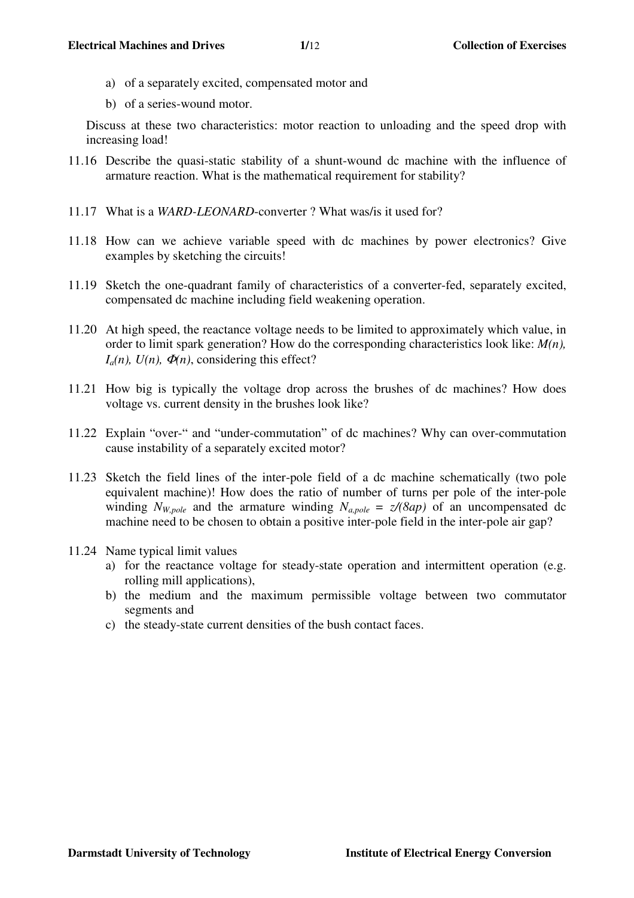a) of a separately excited, compensated motor and
b) of a series-wound motor.

Discuss at these two characteristics: motor reaction to unloading and the speed drop with increasing load!

11.16 Describe the quasi-static stability of a shunt-wound dc machine with the influence of armature reaction. What is the mathematical requirement for stability?

11.17 What is a *WARD-LEONARD*-converter ? What was/is it used for?

11.18 How can we achieve variable speed with dc machines by power electronics? Give examples by sketching the circuits!

11.19 Sketch the one-quadrant family of characteristics of a converter-fed, separately excited, compensated dc machine including field weakening operation.

11.20 At high speed, the reactance voltage needs to be limited to approximately which value, in order to limit spark generation? How do the corresponding characteristics look like: $M(n)$, $I_a(n)$, $U(n)$, $\Phi(n)$, considering this effect?

11.21 How big is typically the voltage drop across the brushes of dc machines? How does voltage vs. current density in the brushes look like?

11.22 Explain "over-" and "under-commutation" of dc machines? Why can over-commutation cause instability of a separately excited motor?

11.23 Sketch the field lines of the inter-pole field of a dc machine schematically (two pole equivalent machine)! How does the ratio of number of turns per pole of the inter-pole winding $N_{W,pole}$ and the armature winding $N_{a,pole} = z/(8ap)$ of an uncompensated dc machine need to be chosen to obtain a positive inter-pole field in the inter-pole air gap?

11.24 Name typical limit values
a) for the reactance voltage for steady-state operation and intermittent operation (e.g. rolling mill applications),
b) the medium and the maximum permissible voltage between two commutator segments and
c) the steady-state current densities of the bush contact faces.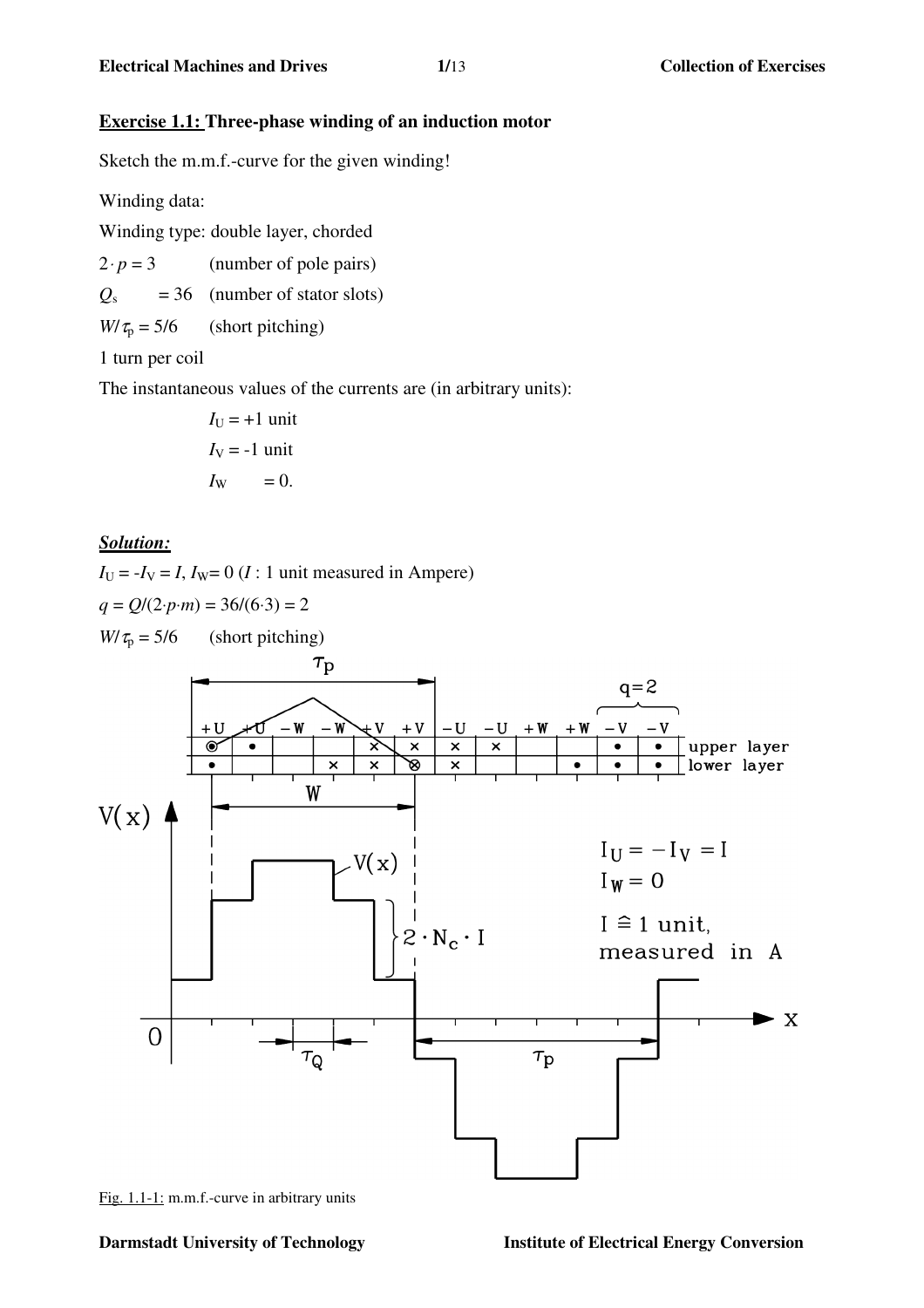**Exercise 1.1: Three-phase winding of an induction motor**

Sketch the m.m.f.-curve for the given winding!

Winding data:

Winding type: double layer, chorded

$2 \cdot p = 3$ (number of pole pairs)

$Q_s = 36$ (number of stator slots)

$W/\tau_p = 5/6$ (short pitching)

1 turn per coil

The instantaneous values of the currents are (in arbitrary units):

$I_U = +1$ unit

$I_V = -1$ unit

$I_W = 0$.

***Solution:***

$I_U = -I_V = I$, $I_W = 0$ ($I$ : 1 unit measured in Ampere)

$q = Q/(2 \cdot p \cdot m) = 36/(6 \cdot 3) = 2$

$W/\tau_p = 5/6$ (short pitching)

Fig. 1.1-1: m.m.f.-curve in arbitrary units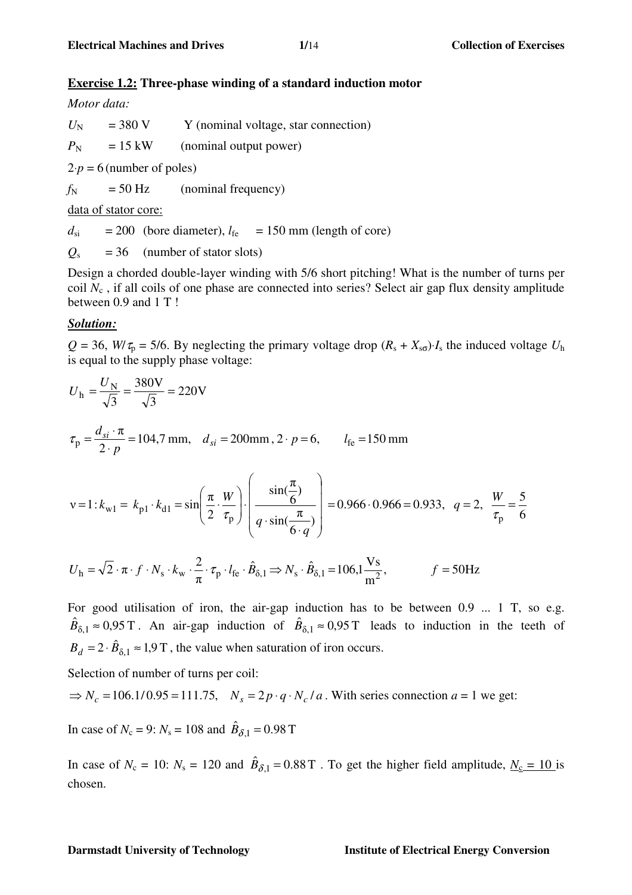**Exercise 1.2: Three-phase winding of a standard induction motor**

*Motor data:*

$U_N$ = 380 V Y (nominal voltage, star connection)

$P_N$ = 15 kW (nominal output power)

$2 \cdot p = 6$ (number of poles)

$f_N$ = 50 Hz (nominal frequency)

data of stator core:

$d_{si}$ = 200 (bore diameter), $l_{fe}$ = 150 mm (length of core)

$Q_s$ = 36 (number of stator slots)

Design a chorded double-layer winding with 5/6 short pitching! What is the number of turns per coil $N_c$ , if all coils of one phase are connected into series? Select air gap flux density amplitude between 0.9 and 1 T !

***Solution:***

$Q$ = 36, $W/\tau_p$ = 5/6. By neglecting the primary voltage drop $(R_s + X_{s\sigma}) \cdot I_s$ the induced voltage $U_h$ is equal to the supply phase voltage:

$$U_h = \frac{U_N}{\sqrt{3}} = \frac{380\text{V}}{\sqrt{3}} = 220\text{V}$$

$$\tau_p = \frac{d_{si} \cdot \pi}{2 \cdot p} = 104{,}7 \text{ mm}, \quad d_{si} = 200\text{mm}, \; 2 \cdot p = 6, \qquad l_{fe} = 150 \text{ mm}$$

$$\nu = 1: k_{w1} = k_{p1} \cdot k_{d1} = \sin\left(\frac{\pi}{2} \cdot \frac{W}{\tau_p}\right) \cdot \left(\frac{\sin(\frac{\pi}{6})}{q \cdot \sin(\frac{\pi}{6 \cdot q})}\right) = 0.966 \cdot 0.966 = 0.933, \quad q = 2, \quad \frac{W}{\tau_p} = \frac{5}{6}$$

$$U_h = \sqrt{2} \cdot \pi \cdot f \cdot N_s \cdot k_w \cdot \frac{2}{\pi} \cdot \tau_p \cdot l_{fe} \cdot \hat{B}_{\delta,1} \Rightarrow N_s \cdot \hat{B}_{\delta,1} = 106{,}1 \frac{\text{Vs}}{\text{m}^2}, \qquad f = 50\text{Hz}$$

For good utilisation of iron, the air-gap induction has to be between 0.9 ... 1 T, so e.g. $\hat{B}_{\delta,1} \approx 0{,}95\,\text{T}$. An air-gap induction of $\hat{B}_{\delta,1} \approx 0{,}95\,\text{T}$ leads to induction in the teeth of $B_d = 2 \cdot \hat{B}_{\delta,1} \approx 1{,}9\,\text{T}$, the value when saturation of iron occurs.

Selection of number of turns per coil:

$\Rightarrow N_c = 106.1/0.95 = 111.75, \quad N_s = 2p \cdot q \cdot N_c / a$. With series connection $a = 1$ we get:

In case of $N_c = 9$: $N_s = 108$ and $\hat{B}_{\delta,1} = 0.98\,\text{T}$

In case of $N_c = 10$: $N_s = 120$ and $\hat{B}_{\delta,1} = 0.88\,\text{T}$ . To get the higher field amplitude, $N_c = 10$ is chosen.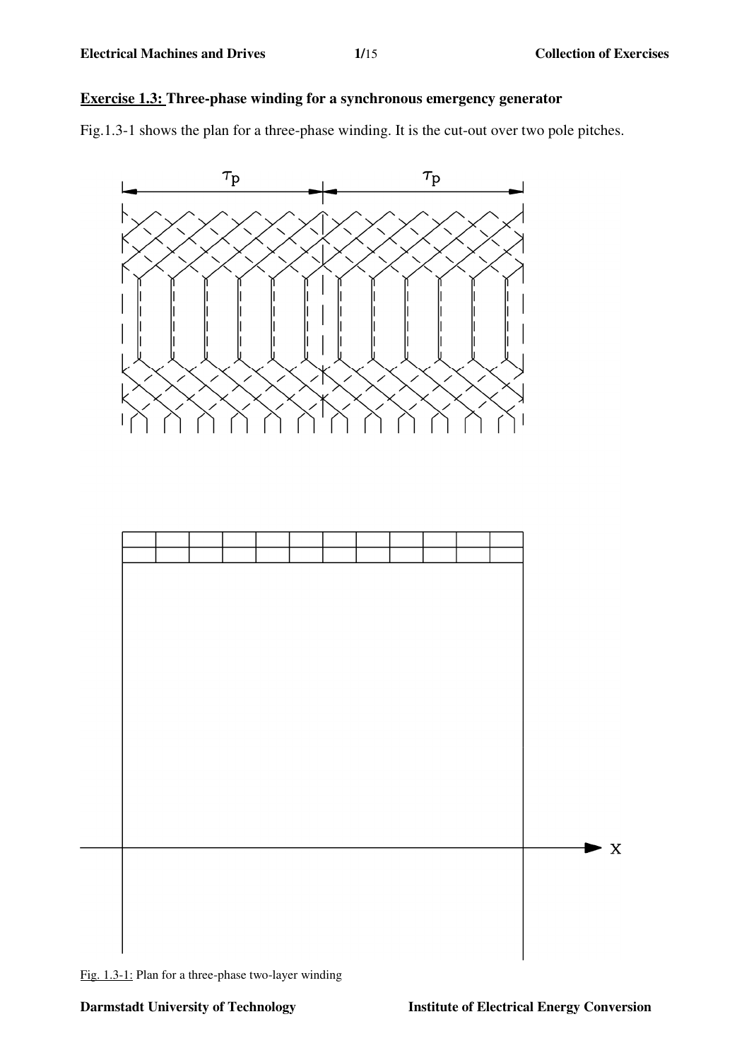**Exercise 1.3: Three-phase winding for a synchronous emergency generator**

Fig.1.3-1 shows the plan for a three-phase winding. It is the cut-out over two pole pitches.

| | | | | | | | | | | | |
|---|---|---|---|---|---|---|---|---|---|---|---|
| | | | | | | | | | | | |
| | | | | | | | | | | | |

Fig. 1.3-1: Plan for a three-phase two-layer winding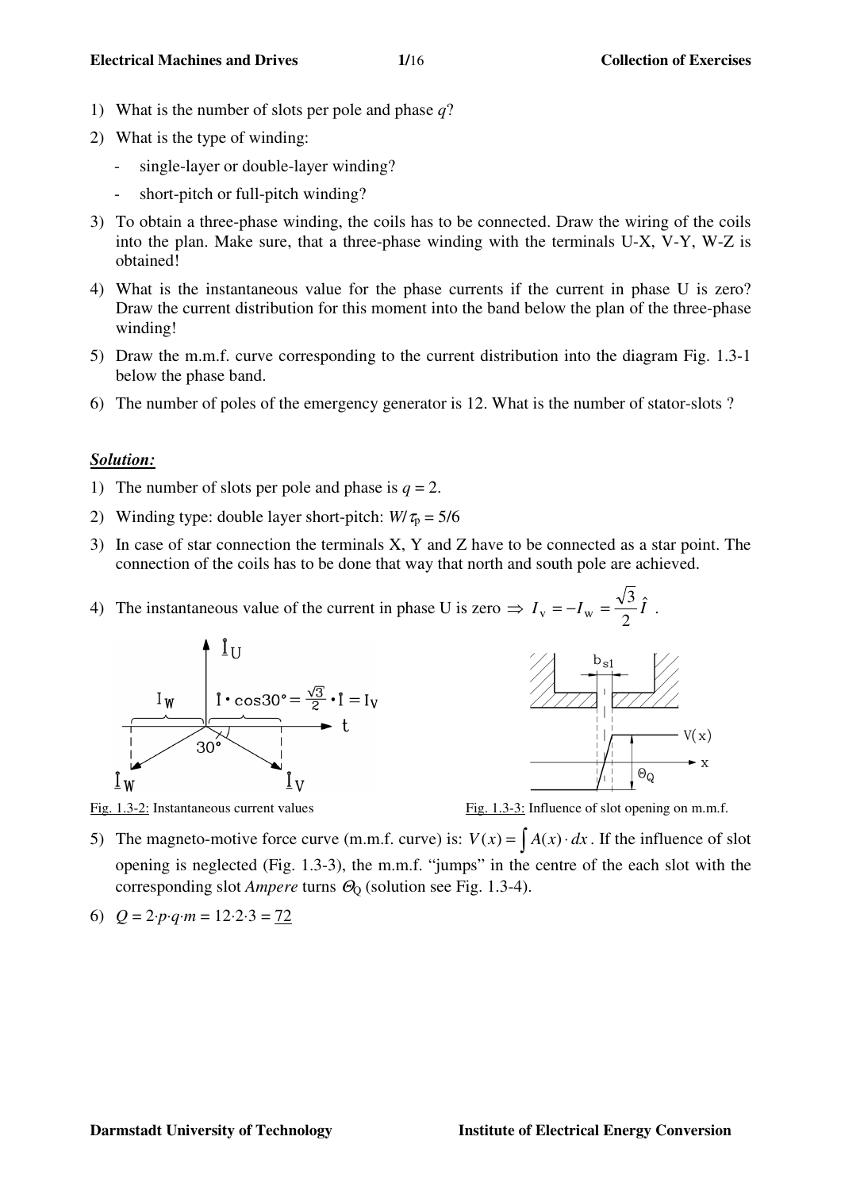1) What is the number of slots per pole and phase $q$?
2) What is the type of winding:
   - single-layer or double-layer winding?
   - short-pitch or full-pitch winding?
3) To obtain a three-phase winding, the coils has to be connected. Draw the wiring of the coils into the plan. Make sure, that a three-phase winding with the terminals U-X, V-Y, W-Z is obtained!
4) What is the instantaneous value for the phase currents if the current in phase U is zero? Draw the current distribution for this moment into the band below the plan of the three-phase winding!
5) Draw the m.m.f. curve corresponding to the current distribution into the diagram Fig. 1.3-1 below the phase band.
6) The number of poles of the emergency generator is 12. What is the number of stator-slots ?

***Solution:***

1) The number of slots per pole and phase is $q = 2$.
2) Winding type: double layer short-pitch: $W/\tau_p = 5/6$
3) In case of star connection the terminals X, Y and Z have to be connected as a star point. The connection of the coils has to be done that way that north and south pole are achieved.
4) The instantaneous value of the current in phase U is zero $\Rightarrow I_v = -I_w = \frac{\sqrt{3}}{2}\hat{I}$ .

Fig. 1.3-2: Instantaneous current values

Fig. 1.3-3: Influence of slot opening on m.m.f.

5) The magneto-motive force curve (m.m.f. curve) is: $V(x) = \int A(x) \cdot dx$. If the influence of slot opening is neglected (Fig. 1.3-3), the m.m.f. "jumps" in the centre of the each slot with the corresponding slot *Ampere* turns $\Theta_Q$ (solution see Fig. 1.3-4).
6) $Q = 2 \cdot p \cdot q \cdot m = 12 \cdot 2 \cdot 3 = \underline{72}$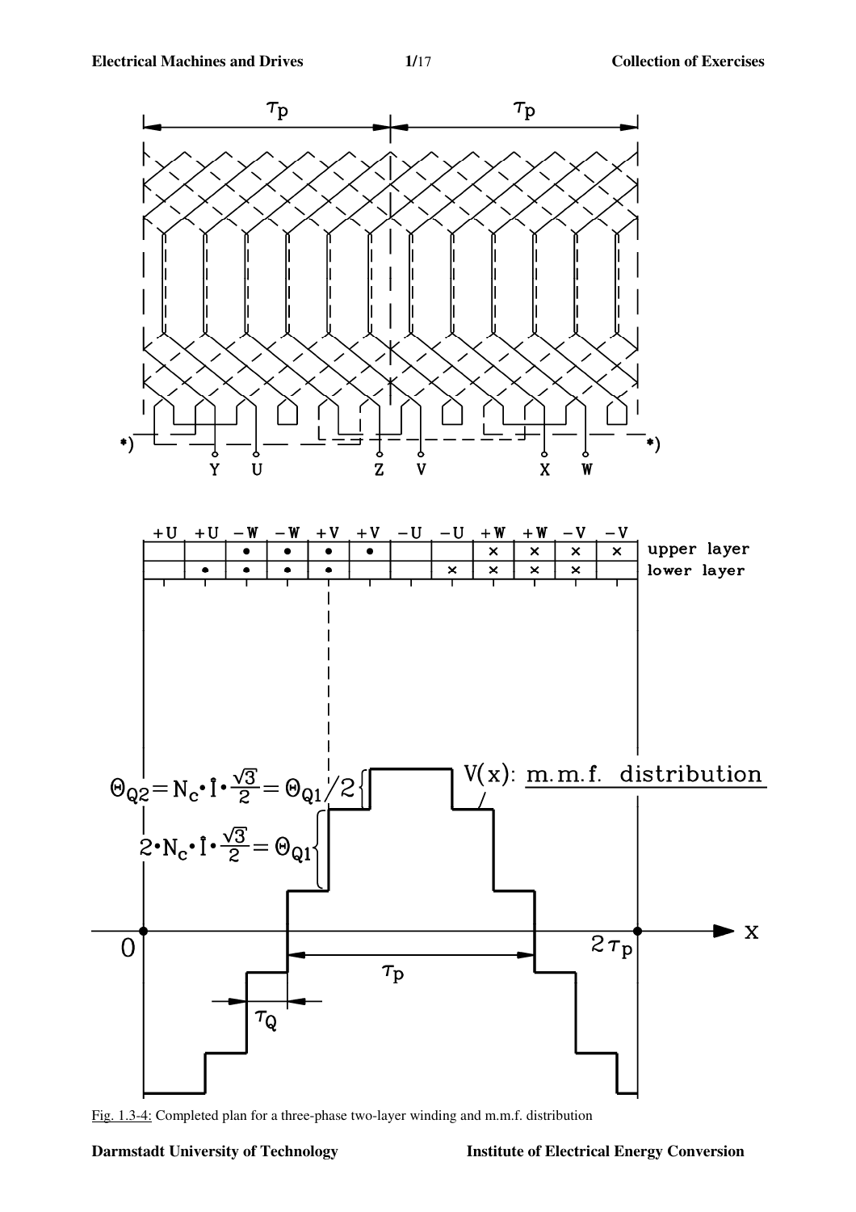| +U | +U | −W | −W | +V | +V | −U | −U | +W | +W | −V | −V | |
|---|---|---|---|---|---|---|---|---|---|---|---|---|
| | | • | • | • | • | | | × | × | × | × | upper layer |
| | • | • | • | • | | | × | × | × | × | | lower layer |

$\Theta_{Q2} = N_c \cdot \hat{I} \cdot \frac{\sqrt{3}}{2} = \Theta_{Q1}/2$

$2 \cdot N_c \cdot \hat{I} \cdot \frac{\sqrt{3}}{2} = \Theta_{Q1}$

V(x): m.m.f. distribution

Fig. 1.3-4: Completed plan for a three-phase two-layer winding and m.m.f. distribution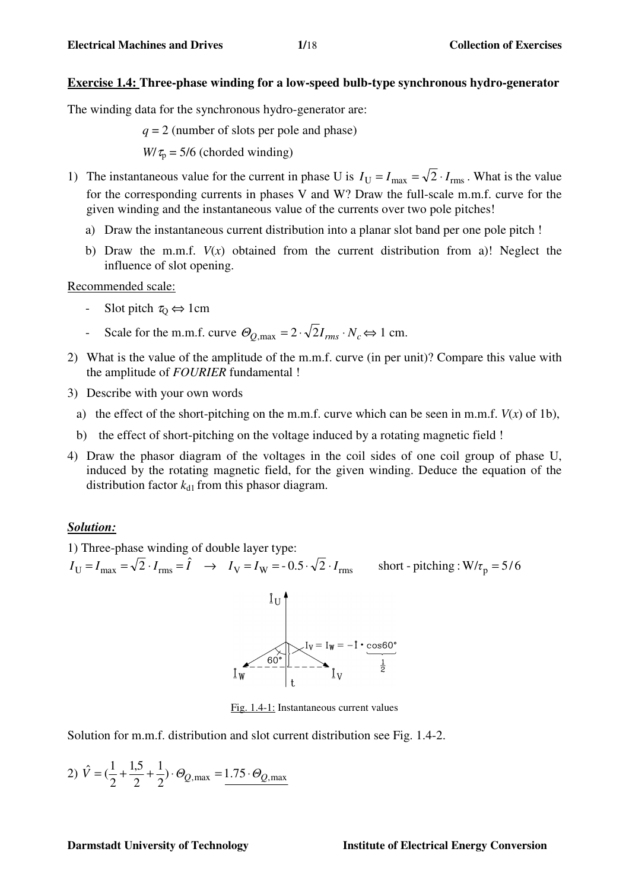**Exercise 1.4: Three-phase winding for a low-speed bulb-type synchronous hydro-generator**

The winding data for the synchronous hydro-generator are:

$q = 2$ (number of slots per pole and phase)

$W/\tau_p = 5/6$ (chorded winding)

1) The instantaneous value for the current in phase U is $I_U = I_{max} = \sqrt{2} \cdot I_{rms}$. What is the value for the corresponding currents in phases V and W? Draw the full-scale m.m.f. curve for the given winding and the instantaneous value of the currents over two pole pitches!
   a) Draw the instantaneous current distribution into a planar slot band per one pole pitch !
   b) Draw the m.m.f. $V(x)$ obtained from the current distribution from a)! Neglect the influence of slot opening.

Recommended scale:

- Slot pitch $\tau_Q \Leftrightarrow$ 1cm
- Scale for the m.m.f. curve $\Theta_{Q,\max} = 2 \cdot \sqrt{2} I_{rms} \cdot N_c \Leftrightarrow$ 1 cm.

2) What is the value of the amplitude of the m.m.f. curve (in per unit)? Compare this value with the amplitude of *FOURIER* fundamental !
3) Describe with your own words
   a) the effect of the short-pitching on the m.m.f. curve which can be seen in m.m.f. $V(x)$ of 1b),
   b) the effect of short-pitching on the voltage induced by a rotating magnetic field !
4) Draw the phasor diagram of the voltages in the coil sides of one coil group of phase U, induced by the rotating magnetic field, for the given winding. Deduce the equation of the distribution factor $k_{d1}$ from this phasor diagram.

***Solution:***

1) Three-phase winding of double layer type:

$I_U = I_{max} = \sqrt{2} \cdot I_{rms} = \hat{I} \quad \rightarrow \quad I_V = I_W = -0.5 \cdot \sqrt{2} \cdot I_{rms} \qquad$ short - pitching : $W/\tau_p = 5/6$

Fig. 1.4-1: Instantaneous current values

Solution for m.m.f. distribution and slot current distribution see Fig. 1.4-2.

2) $\hat{V} = (\frac{1}{2} + \frac{1{,}5}{2} + \frac{1}{2}) \cdot \Theta_{Q,\max} = \underline{1.75 \cdot \Theta_{Q,\max}}$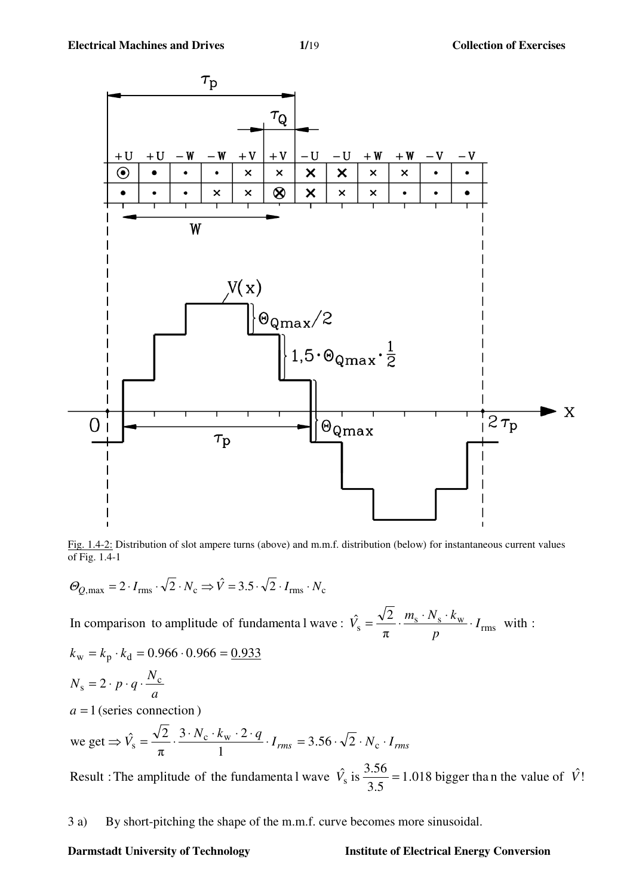Fig. 1.4-2: Distribution of slot ampere turns (above) and m.m.f. distribution (below) for instantaneous current values of Fig. 1.4-1

$$\Theta_{Q,\max} = 2 \cdot I_{\text{rms}} \cdot \sqrt{2} \cdot N_{\text{c}} \Rightarrow \hat{V} = 3.5 \cdot \sqrt{2} \cdot I_{\text{rms}} \cdot N_{\text{c}}$$

In comparison to amplitude of fundamental wave: $\hat{V}_{\text{s}} = \dfrac{\sqrt{2}}{\pi} \cdot \dfrac{m_{\text{s}} \cdot N_{\text{s}} \cdot k_{\text{w}}}{p} \cdot I_{\text{rms}}$ with :

$$k_{\text{w}} = k_{\text{p}} \cdot k_{\text{d}} = 0.966 \cdot 0.966 = \underline{0.933}$$

$$N_{\text{s}} = 2 \cdot p \cdot q \cdot \frac{N_{\text{c}}}{a}$$

$a = 1$ (series connection)

we get $\Rightarrow \hat{V}_{\text{s}} = \dfrac{\sqrt{2}}{\pi} \cdot \dfrac{3 \cdot N_{\text{c}} \cdot k_{\text{w}} \cdot 2 \cdot q}{1} \cdot I_{rms} = 3.56 \cdot \sqrt{2} \cdot N_{\text{c}} \cdot I_{rms}$

Result : The amplitude of the fundamental wave $\hat{V}_{\text{s}}$ is $\dfrac{3.56}{3.5} = 1.018$ bigger than the value of $\hat{V}$!

3 a) By short-pitching the shape of the m.m.f. curve becomes more sinusoidal.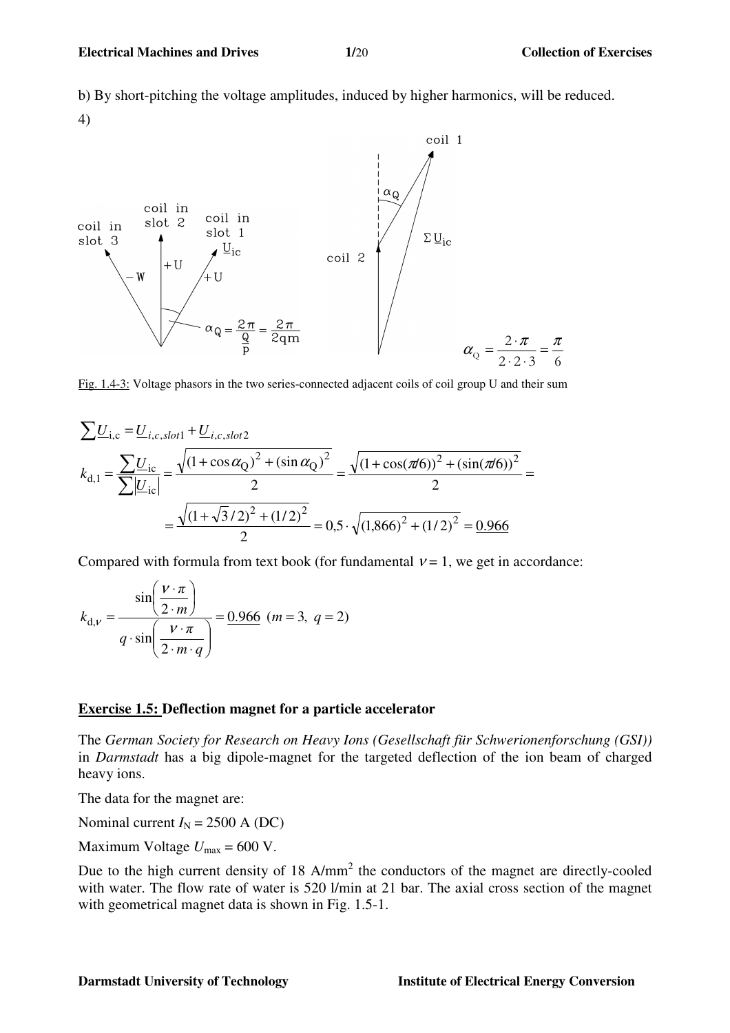b) By short-pitching the voltage amplitudes, induced by higher harmonics, will be reduced.

4)

$$\alpha_Q = \frac{2\pi}{\frac{Q}{p}} = \frac{2\pi}{2qm}$$

$$\alpha_Q = \frac{2\cdot\pi}{2\cdot 2\cdot 3} = \frac{\pi}{6}$$

Fig. 1.4-3: Voltage phasors in the two series-connected adjacent coils of coil group U and their sum

$$\sum \underline{U}_{\mathrm{i,c}} = \underline{U}_{i,c,slot1} + \underline{U}_{i,c,slot2}$$

$$k_{\mathrm{d},1} = \frac{\sum \underline{U}_{\mathrm{ic}}}{\sum |\underline{U}_{\mathrm{ic}}|} = \frac{\sqrt{(1+\cos\alpha_Q)^2 + (\sin\alpha_Q)^2}}{2} = \frac{\sqrt{(1+\cos(\pi/6))^2 + (\sin(\pi/6))^2}}{2} =$$

$$= \frac{\sqrt{(1+\sqrt{3}/2)^2 + (1/2)^2}}{2} = 0{,}5\cdot\sqrt{(1{,}866)^2 + (1/2)^2} = \underline{0.966}$$

Compared with formula from text book (for fundamental $\nu = 1$, we get in accordance:

$$k_{\mathrm{d},\nu} = \frac{\sin\left(\frac{\nu\cdot\pi}{2\cdot m}\right)}{q\cdot\sin\left(\frac{\nu\cdot\pi}{2\cdot m\cdot q}\right)} = \underline{0.966} \ \ (m=3,\ q=2)$$

## Exercise 1.5: Deflection magnet for a particle accelerator

The *German Society for Research on Heavy Ions (Gesellschaft für Schwerionenforschung (GSI))* in *Darmstadt* has a big dipole-magnet for the targeted deflection of the ion beam of charged heavy ions.

The data for the magnet are:

Nominal current $I_N = 2500$ A (DC)

Maximum Voltage $U_{max} = 600$ V.

Due to the high current density of 18 A/mm$^2$ the conductors of the magnet are directly-cooled with water. The flow rate of water is 520 l/min at 21 bar. The axial cross section of the magnet with geometrical magnet data is shown in Fig. 1.5-1.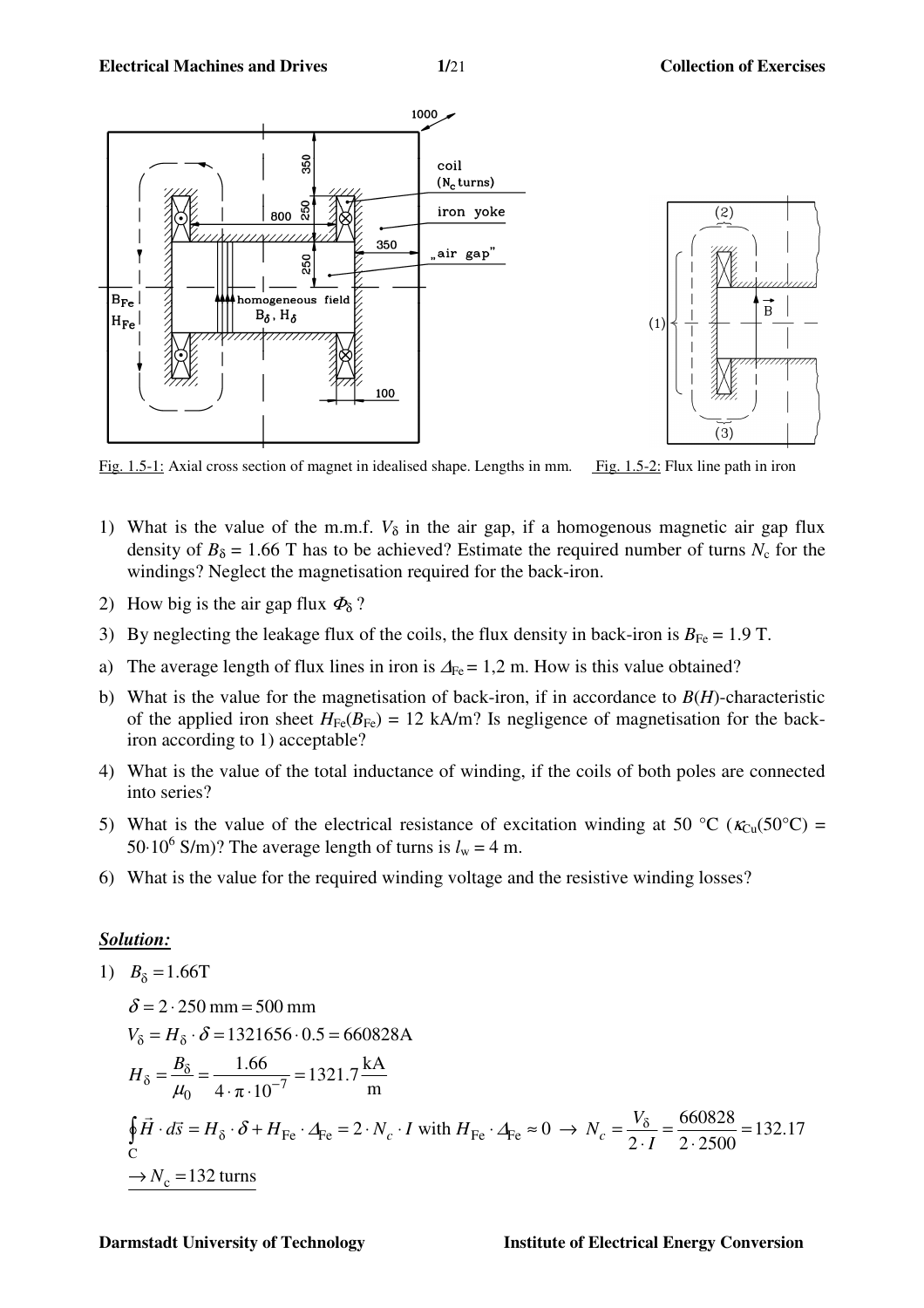Fig. 1.5-1: Axial cross section of magnet in idealised shape. Lengths in mm.

Fig. 1.5-2: Flux line path in iron

1) What is the value of the m.m.f. $V_\delta$ in the air gap, if a homogenous magnetic air gap flux density of $B_\delta = 1.66$ T has to be achieved? Estimate the required number of turns $N_c$ for the windings? Neglect the magnetisation required for the back-iron.
2) How big is the air gap flux $\Phi_\delta$ ?
3) By neglecting the leakage flux of the coils, the flux density in back-iron is $B_{Fe} = 1.9$ T.
   a) The average length of flux lines in iron is $\Delta_{Fe} = 1{,}2$ m. How is this value obtained?
   b) What is the value for the magnetisation of back-iron, if in accordance to $B(H)$-characteristic of the applied iron sheet $H_{Fe}(B_{Fe}) = 12$ kA/m? Is negligence of magnetisation for the back-iron according to 1) acceptable?
4) What is the value of the total inductance of winding, if the coils of both poles are connected into series?
5) What is the value of the electrical resistance of excitation winding at 50 °C ($\kappa_{Cu}(50°C) = 50 \cdot 10^6$ S/m)? The average length of turns is $l_w = 4$ m.
6) What is the value for the required winding voltage and the resistive winding losses?

## *Solution:*

1) $B_\delta = 1.66\text{T}$

$$\delta = 2 \cdot 250\,\text{mm} = 500\,\text{mm}$$

$$V_\delta = H_\delta \cdot \delta = 1321656 \cdot 0.5 = 660828\text{A}$$

$$H_\delta = \frac{B_\delta}{\mu_0} = \frac{1.66}{4 \cdot \pi \cdot 10^{-7}} = 1321.7\,\frac{\text{kA}}{\text{m}}$$

$$\oint_C \vec{H} \cdot d\vec{s} = H_\delta \cdot \delta + H_{Fe} \cdot \Delta_{Fe} = 2 \cdot N_c \cdot I \text{ with } H_{Fe} \cdot \Delta_{Fe} \approx 0 \rightarrow N_c = \frac{V_\delta}{2 \cdot I} = \frac{660828}{2 \cdot 2500} = 132.17$$

$$\underline{\rightarrow N_c = 132 \text{ turns}}$$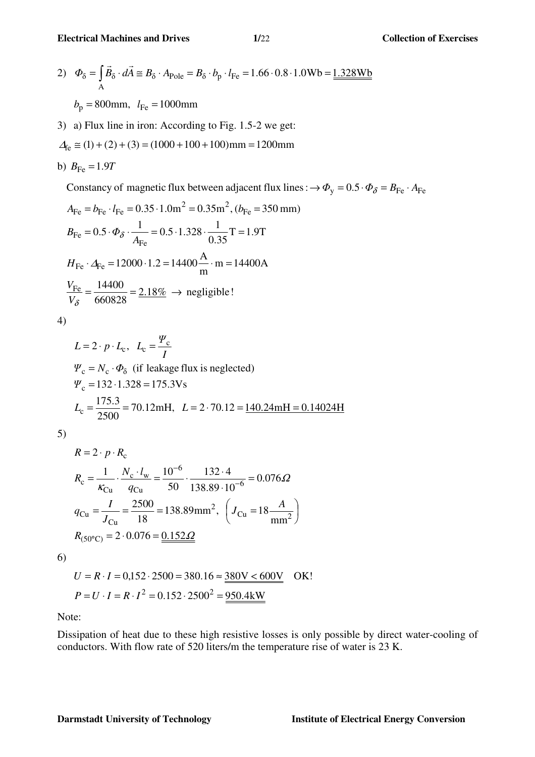2) $\Phi_\delta = \int_A \vec{B}_\delta \cdot d\vec{A} \cong B_\delta \cdot A_{\text{Pole}} = B_\delta \cdot b_p \cdot l_{\text{Fe}} = 1.66 \cdot 0.8 \cdot 1.0 \text{Wb} = \underline{\underline{1.328 \text{Wb}}}$

$b_p = 800\text{mm}, \quad l_{\text{Fe}} = 1000\text{mm}$

3) a) Flux line in iron: According to Fig. 1.5-2 we get:

$\Delta_{\text{Fe}} \cong (1) + (2) + (3) = (1000 + 100 + 100)\text{mm} = 1200\text{mm}$

b) $B_{\text{Fe}} = 1.9T$

Constancy of magnetic flux between adjacent flux lines: $\rightarrow \Phi_y = 0.5 \cdot \Phi_\delta = B_{\text{Fe}} \cdot A_{\text{Fe}}$

$A_{\text{Fe}} = b_{\text{Fe}} \cdot l_{\text{Fe}} = 0.35 \cdot 1.0\text{m}^2 = 0.35\text{m}^2, (b_{\text{Fe}} = 350 \text{ mm})$

$B_{\text{Fe}} = 0.5 \cdot \Phi_\delta \cdot \dfrac{1}{A_{\text{Fe}}} = 0.5 \cdot 1.328 \cdot \dfrac{1}{0.35} \text{T} = 1.9\text{T}$

$H_{\text{Fe}} \cdot \Delta_{\text{Fe}} = 12000 \cdot 1.2 = 14400 \dfrac{\text{A}}{\text{m}} \cdot \text{m} = 14400\text{A}$

$\dfrac{V_{\text{Fe}}}{V_\delta} = \dfrac{14400}{660828} = \underline{2.18\%} \rightarrow$ negligible!

4)

$L = 2 \cdot p \cdot L_c, \quad L_c = \dfrac{\Psi_c}{I}$

$\Psi_c = N_c \cdot \Phi_\delta$ (if leakage flux is neglected)

$\Psi_c = 132 \cdot 1.328 = 175.3\text{Vs}$

$L_c = \dfrac{175.3}{2500} = 70.12\text{mH}, \quad L = 2 \cdot 70.12 = \underline{140.24\text{mH} = 0.14024\text{H}}$

5)

$R = 2 \cdot p \cdot R_c$

$R_c = \dfrac{1}{\kappa_{\text{Cu}}} \cdot \dfrac{N_c \cdot l_w}{q_{\text{Cu}}} = \dfrac{10^{-6}}{50} \cdot \dfrac{132 \cdot 4}{138.89 \cdot 10^{-6}} = 0.076\Omega$

$q_{\text{Cu}} = \dfrac{I}{J_{\text{Cu}}} = \dfrac{2500}{18} = 138.89\text{mm}^2, \quad \left(J_{\text{Cu}} = 18 \dfrac{A}{\text{mm}^2}\right)$

$R_{(50°\text{C})} = 2 \cdot 0.076 = \underline{\underline{0.152\Omega}}$

6)

$U = R \cdot I = 0{,}152 \cdot 2500 = 380.16 \approx \underline{\underline{380\text{V} < 600\text{V}}} \quad$ OK!

$P = U \cdot I = R \cdot I^2 = 0.152 \cdot 2500^2 = \underline{\underline{950.4\text{kW}}}$

Note:

Dissipation of heat due to these high resistive losses is only possible by direct water-cooling of conductors. With flow rate of 520 liters/m the temperature rise of water is 23 K.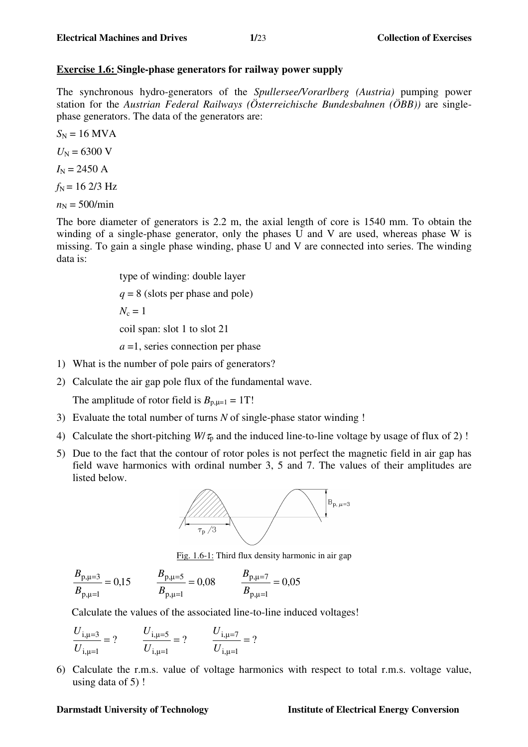**Exercise 1.6: Single-phase generators for railway power supply**

The synchronous hydro-generators of the *Spullersee/Vorarlberg (Austria)* pumping power station for the *Austrian Federal Railways (Österreichische Bundesbahnen (ÖBB))* are single-phase generators. The data of the generators are:

$S_N$ = 16 MVA

$U_N$ = 6300 V

$I_N$ = 2450 A

$f_N$ = 16 2/3 Hz

$n_N$ = 500/min

The bore diameter of generators is 2.2 m, the axial length of core is 1540 mm. To obtain the winding of a single-phase generator, only the phases U and V are used, whereas phase W is missing. To gain a single phase winding, phase U and V are connected into series. The winding data is:

type of winding: double layer

$q = 8$ (slots per phase and pole)

$N_c = 1$

coil span: slot 1 to slot 21

$a = 1$, series connection per phase

1) What is the number of pole pairs of generators?
2) Calculate the air gap pole flux of the fundamental wave.

   The amplitude of rotor field is $B_{p,\mu=1} = 1\text{T}$!
3) Evaluate the total number of turns $N$ of single-phase stator winding !
4) Calculate the short-pitching $W/\tau_p$ and the induced line-to-line voltage by usage of flux of 2) !
5) Due to the fact that the contour of rotor poles is not perfect the magnetic field in air gap has field wave harmonics with ordinal number 3, 5 and 7. The values of their amplitudes are listed below.

Fig. 1.6-1: Third flux density harmonic in air gap

$$\frac{B_{p,\mu=3}}{B_{p,\mu=1}} = 0{,}15 \qquad \frac{B_{p,\mu=5}}{B_{p,\mu=1}} = 0{,}08 \qquad \frac{B_{p,\mu=7}}{B_{p,\mu=1}} = 0{,}05$$

   Calculate the values of the associated line-to-line induced voltages!

$$\frac{U_{i,\mu=3}}{U_{i,\mu=1}} = ? \qquad \frac{U_{i,\mu=5}}{U_{i,\mu=1}} = ? \qquad \frac{U_{i,\mu=7}}{U_{i,\mu=1}} = ?$$

6) Calculate the r.m.s. value of voltage harmonics with respect to total r.m.s. voltage value, using data of 5) !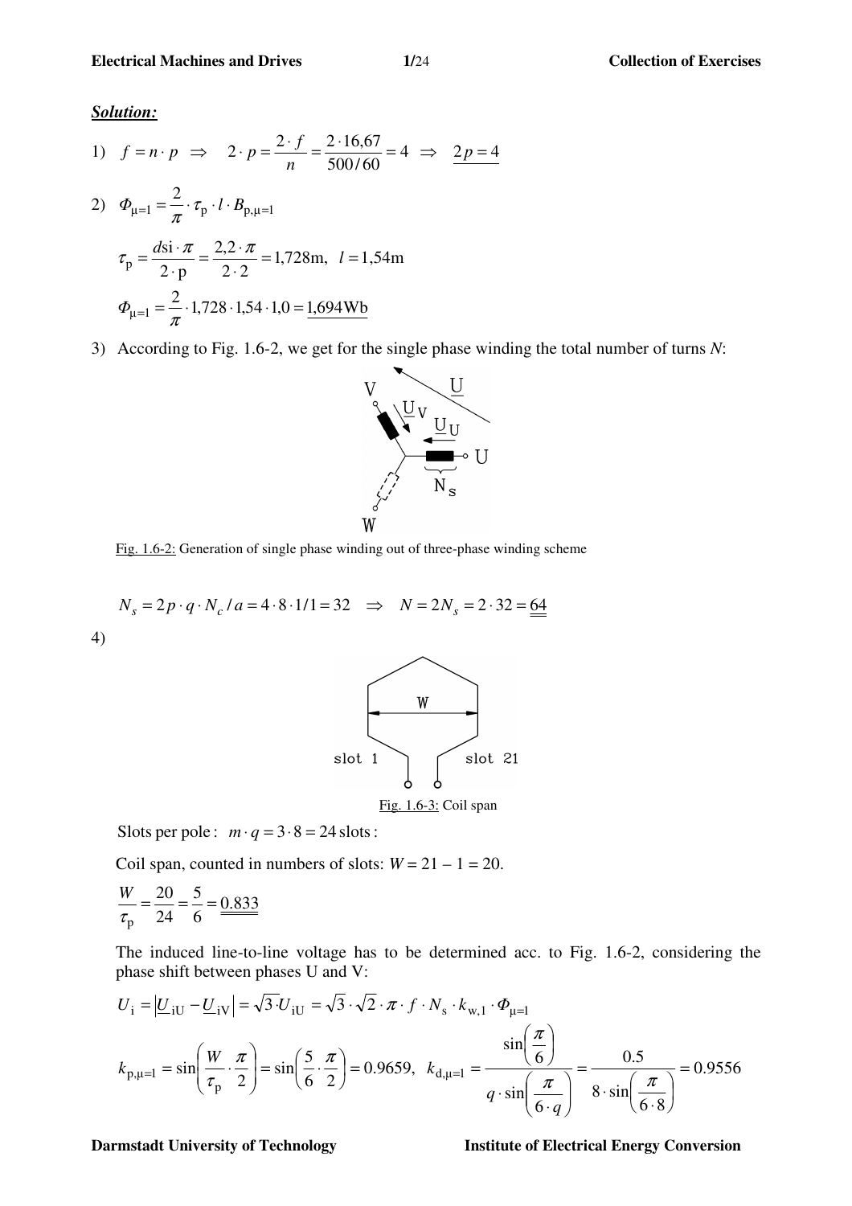***Solution:***

1) $f = n \cdot p \;\Rightarrow\; 2 \cdot p = \dfrac{2 \cdot f}{n} = \dfrac{2 \cdot 16{,}67}{500/60} = 4 \;\Rightarrow\; \underline{2p = 4}$

2) $\Phi_{\mu=1} = \dfrac{2}{\pi} \cdot \tau_{\mathrm{p}} \cdot l \cdot B_{\mathrm{p},\mu=1}$

$$\tau_{\mathrm{p}} = \frac{d\mathrm{si} \cdot \pi}{2 \cdot \mathrm{p}} = \frac{2{,}2 \cdot \pi}{2 \cdot 2} = 1{,}728\mathrm{m}, \quad l = 1{,}54\mathrm{m}$$

$$\Phi_{\mu=1} = \frac{2}{\pi} \cdot 1{,}728 \cdot 1{,}54 \cdot 1{,}0 = \underline{1{,}694\mathrm{Wb}}$$

3) According to Fig. 1.6-2, we get for the single phase winding the total number of turns $N$:

Fig. 1.6-2: Generation of single phase winding out of three-phase winding scheme

$$N_s = 2p \cdot q \cdot N_c / a = 4 \cdot 8 \cdot 1/1 = 32 \quad \Rightarrow \quad N = 2N_s = 2 \cdot 32 = \underline{\underline{64}}$$

4)

Fig. 1.6-3: Coil span

Slots per pole : $m \cdot q = 3 \cdot 8 = 24$ slots :

Coil span, counted in numbers of slots: $W = 21 - 1 = 20$.

$$\frac{W}{\tau_{\mathrm{p}}} = \frac{20}{24} = \frac{5}{6} = \underline{\underline{0.833}}$$

The induced line-to-line voltage has to be determined acc. to Fig. 1.6-2, considering the phase shift between phases U and V:

$$U_{\mathrm{i}} = \left|\underline{U}_{\mathrm{iU}} - \underline{U}_{\mathrm{iV}}\right| = \sqrt{3} \cdot U_{\mathrm{iU}} = \sqrt{3} \cdot \sqrt{2} \cdot \pi \cdot f \cdot N_{\mathrm{s}} \cdot k_{\mathrm{w},1} \cdot \Phi_{\mu=1}$$

$$k_{\mathrm{p},\mu=1} = \sin\left(\frac{W}{\tau_{\mathrm{p}}} \cdot \frac{\pi}{2}\right) = \sin\left(\frac{5}{6} \cdot \frac{\pi}{2}\right) = 0.9659, \quad k_{\mathrm{d},\mu=1} = \frac{\sin\left(\dfrac{\pi}{6}\right)}{q \cdot \sin\left(\dfrac{\pi}{6 \cdot q}\right)} = \frac{0.5}{8 \cdot \sin\left(\dfrac{\pi}{6 \cdot 8}\right)} = 0.9556$$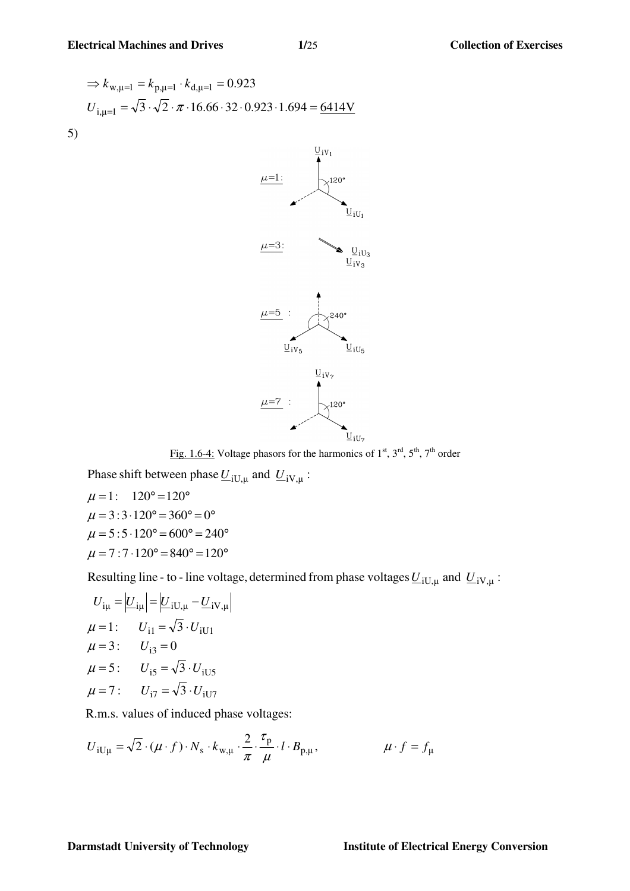$$\Rightarrow k_{\mathrm{w},\mu=1} = k_{\mathrm{p},\mu=1} \cdot k_{\mathrm{d},\mu=1} = 0.923$$

$$U_{\mathrm{i},\mu=1} = \sqrt{3} \cdot \sqrt{2} \cdot \pi \cdot 16.66 \cdot 32 \cdot 0.923 \cdot 1.694 = \underline{6414\mathrm{V}}$$

5)

Fig. 1.6-4: Voltage phasors for the harmonics of 1st, 3rd, 5th, 7th order

Phase shift between phase $\underline{U}_{\mathrm{iU},\mu}$ and $\underline{U}_{\mathrm{iV},\mu}$ :

$\mu = 1: \quad 120° = 120°$

$\mu = 3 : 3 \cdot 120° = 360° = 0°$

$\mu = 5 : 5 \cdot 120° = 600° = 240°$

$\mu = 7 : 7 \cdot 120° = 840° = 120°$

Resulting line - to - line voltage, determined from phase voltages $\underline{U}_{\mathrm{iU},\mu}$ and $\underline{U}_{\mathrm{iV},\mu}$ :

$$U_{\mathrm{i}\mu} = \left|\underline{U}_{\mathrm{i}\mu}\right| = \left|\underline{U}_{\mathrm{iU},\mu} - \underline{U}_{\mathrm{iV},\mu}\right|$$

$\mu = 1: \quad U_{\mathrm{i}1} = \sqrt{3} \cdot U_{\mathrm{iU1}}$

$\mu = 3: \quad U_{\mathrm{i}3} = 0$

$\mu = 5: \quad U_{\mathrm{i}5} = \sqrt{3} \cdot U_{\mathrm{iU5}}$

$\mu = 7: \quad U_{\mathrm{i}7} = \sqrt{3} \cdot U_{\mathrm{iU7}}$

R.m.s. values of induced phase voltages:

$$U_{\mathrm{iU}\mu} = \sqrt{2} \cdot (\mu \cdot f) \cdot N_{\mathrm{s}} \cdot k_{\mathrm{w},\mu} \cdot \frac{2}{\pi} \cdot \frac{\tau_{\mathrm{p}}}{\mu} \cdot l \cdot B_{\mathrm{p},\mu}, \qquad \mu \cdot f = f_{\mu}$$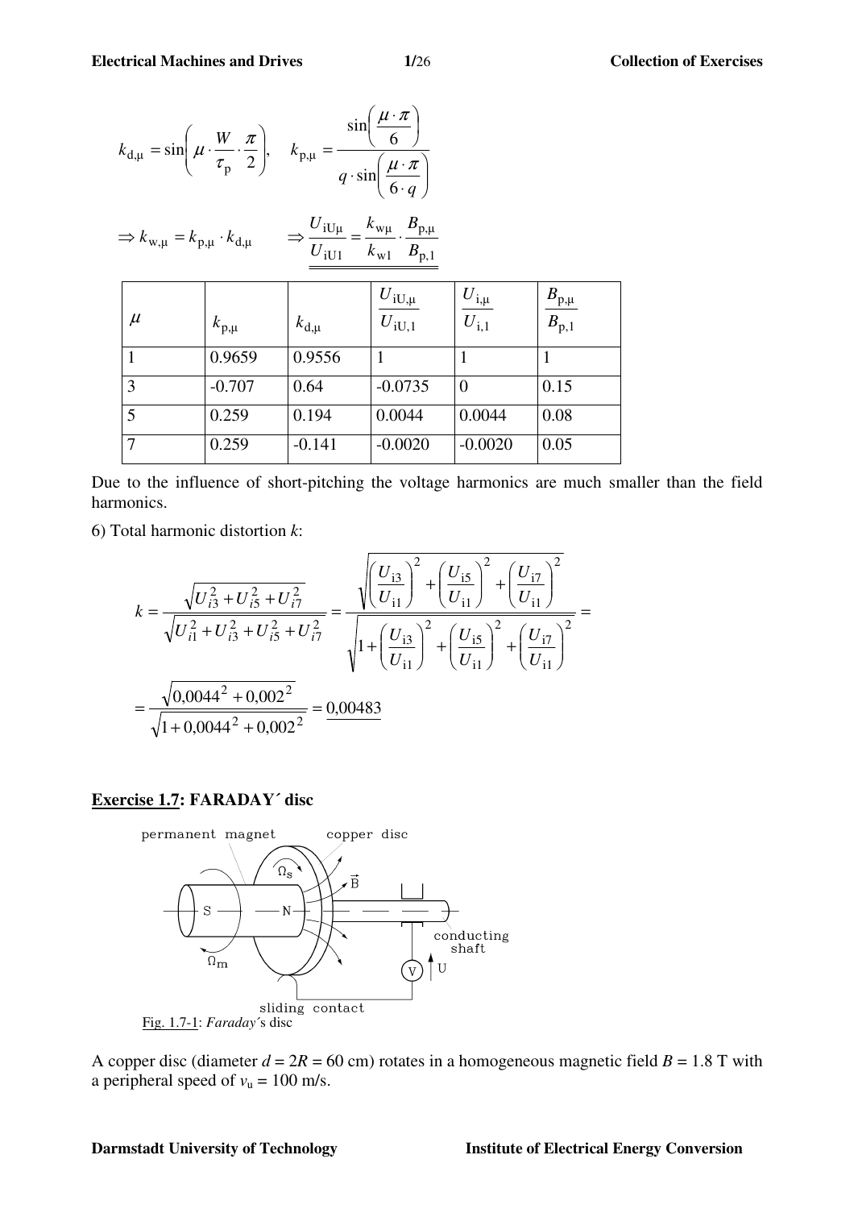$$k_{\mathrm{d},\mu} = \sin\left(\mu \cdot \frac{W}{\tau_\mathrm{p}} \cdot \frac{\pi}{2}\right), \quad k_{\mathrm{p},\mu} = \frac{\sin\left(\dfrac{\mu \cdot \pi}{6}\right)}{q \cdot \sin\left(\dfrac{\mu \cdot \pi}{6 \cdot q}\right)}$$

$$\Rightarrow k_{\mathrm{w},\mu} = k_{\mathrm{p},\mu} \cdot k_{\mathrm{d},\mu} \qquad \Rightarrow \underline{\underline{\frac{U_{\mathrm{iU}\mu}}{U_{\mathrm{iU1}}} = \frac{k_{\mathrm{w}\mu}}{k_{\mathrm{w1}}} \cdot \frac{B_{\mathrm{p},\mu}}{B_{\mathrm{p},1}}}}$$

| $\mu$ | $k_{\mathrm{p},\mu}$ | $k_{\mathrm{d},\mu}$ | $\dfrac{U_{\mathrm{iU},\mu}}{U_{\mathrm{iU},1}}$ | $\dfrac{U_{\mathrm{i},\mu}}{U_{\mathrm{i},1}}$ | $\dfrac{B_{\mathrm{p},\mu}}{B_{\mathrm{p},1}}$ |
|---|---|---|---|---|---|
| 1 | 0.9659 | 0.9556 | 1 | 1 | 1 |
| 3 | -0.707 | 0.64 | -0.0735 | 0 | 0.15 |
| 5 | 0.259 | 0.194 | 0.0044 | 0.0044 | 0.08 |
| 7 | 0.259 | -0.141 | -0.0020 | -0.0020 | 0.05 |

Due to the influence of short-pitching the voltage harmonics are much smaller than the field harmonics.

6) Total harmonic distortion $k$:

$$k = \frac{\sqrt{U_{i3}^2 + U_{i5}^2 + U_{i7}^2}}{\sqrt{U_{i1}^2 + U_{i3}^2 + U_{i5}^2 + U_{i7}^2}} = \frac{\sqrt{\left(\dfrac{U_{\mathrm{i3}}}{U_{\mathrm{i1}}}\right)^2 + \left(\dfrac{U_{\mathrm{i5}}}{U_{\mathrm{i1}}}\right)^2 + \left(\dfrac{U_{\mathrm{i7}}}{U_{\mathrm{i1}}}\right)^2}}{\sqrt{1 + \left(\dfrac{U_{\mathrm{i3}}}{U_{\mathrm{i1}}}\right)^2 + \left(\dfrac{U_{\mathrm{i5}}}{U_{\mathrm{i1}}}\right)^2 + \left(\dfrac{U_{\mathrm{i7}}}{U_{\mathrm{i1}}}\right)^2}} =$$

$$= \frac{\sqrt{0{,}0044^2 + 0{,}002^2}}{\sqrt{1 + 0{,}0044^2 + 0{,}002^2}} = \underline{0{,}00483}$$

## Exercise 1.7: FARADAY´ disc

Fig. 1.7-1: *Faraday*´s disc

A copper disc (diameter $d = 2R = 60$ cm) rotates in a homogeneous magnetic field $B = 1.8$ T with a peripheral speed of $v_\mathrm{u} = 100$ m/s.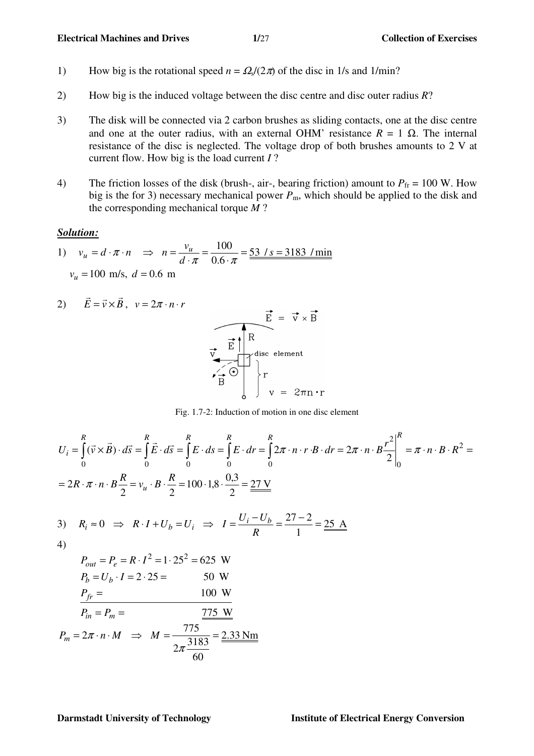1) How big is the rotational speed $n = \Omega_s/(2\pi)$ of the disc in 1/s and 1/min?

2) How big is the induced voltage between the disc centre and disc outer radius $R$?

3) The disk will be connected via 2 carbon brushes as sliding contacts, one at the disc centre and one at the outer radius, with an external OHM' resistance $R = 1\ \Omega$. The internal resistance of the disc is neglected. The voltage drop of both brushes amounts to 2 V at current flow. How big is the load current $I$ ?

4) The friction losses of the disk (brush-, air-, bearing friction) amount to $P_{fr} = 100$ W. How big is the for 3) necessary mechanical power $P_m$, which should be applied to the disk and the corresponding mechanical torque $M$ ?

***Solution:***

1) $v_u = d \cdot \pi \cdot n \quad \Rightarrow \quad n = \dfrac{v_u}{d \cdot \pi} = \dfrac{100}{0.6 \cdot \pi} = \underline{\underline{53\ /s = 3183\ /\min}}$

$v_u = 100$ m/s, $d = 0.6$ m

2) $\vec{E} = \vec{v} \times \vec{B}, \quad v = 2\pi \cdot n \cdot r$

Fig. 1.7-2: Induction of motion in one disc element

$$U_i = \int_0^R (\vec{v} \times \vec{B}) \cdot d\vec{s} = \int_0^R \vec{E} \cdot d\vec{s} = \int_0^R E \cdot ds = \int_0^R E \cdot dr = \int_0^R 2\pi \cdot n \cdot r \cdot B \cdot dr = 2\pi \cdot n \cdot B \left. \frac{r^2}{2} \right|_0^R = \pi \cdot n \cdot B \cdot R^2 =$$

$$= 2R \cdot \pi \cdot n \cdot B \frac{R}{2} = v_u \cdot B \cdot \frac{R}{2} = 100 \cdot 1{,}8 \cdot \frac{0{,}3}{2} = \underline{\underline{27\ \text{V}}}$$

3) $R_i \approx 0 \quad \Rightarrow \quad R \cdot I + U_b = U_i \quad \Rightarrow \quad I = \dfrac{U_i - U_b}{R} = \dfrac{27 - 2}{1} = \underline{\underline{25\ \text{A}}}$

4)

$$P_{out} = P_e = R \cdot I^2 = 1 \cdot 25^2 = 625\ \text{W}$$

$$P_b = U_b \cdot I = 2 \cdot 25 = 50\ \text{W}$$

$$P_{fr} = 100\ \text{W}$$

$$P_{in} = P_m = \underline{\underline{775\ \text{W}}}$$

$$P_m = 2\pi \cdot n \cdot M \quad \Rightarrow \quad M = \frac{775}{2\pi \dfrac{3183}{60}} = \underline{\underline{2.33\ \text{Nm}}}$$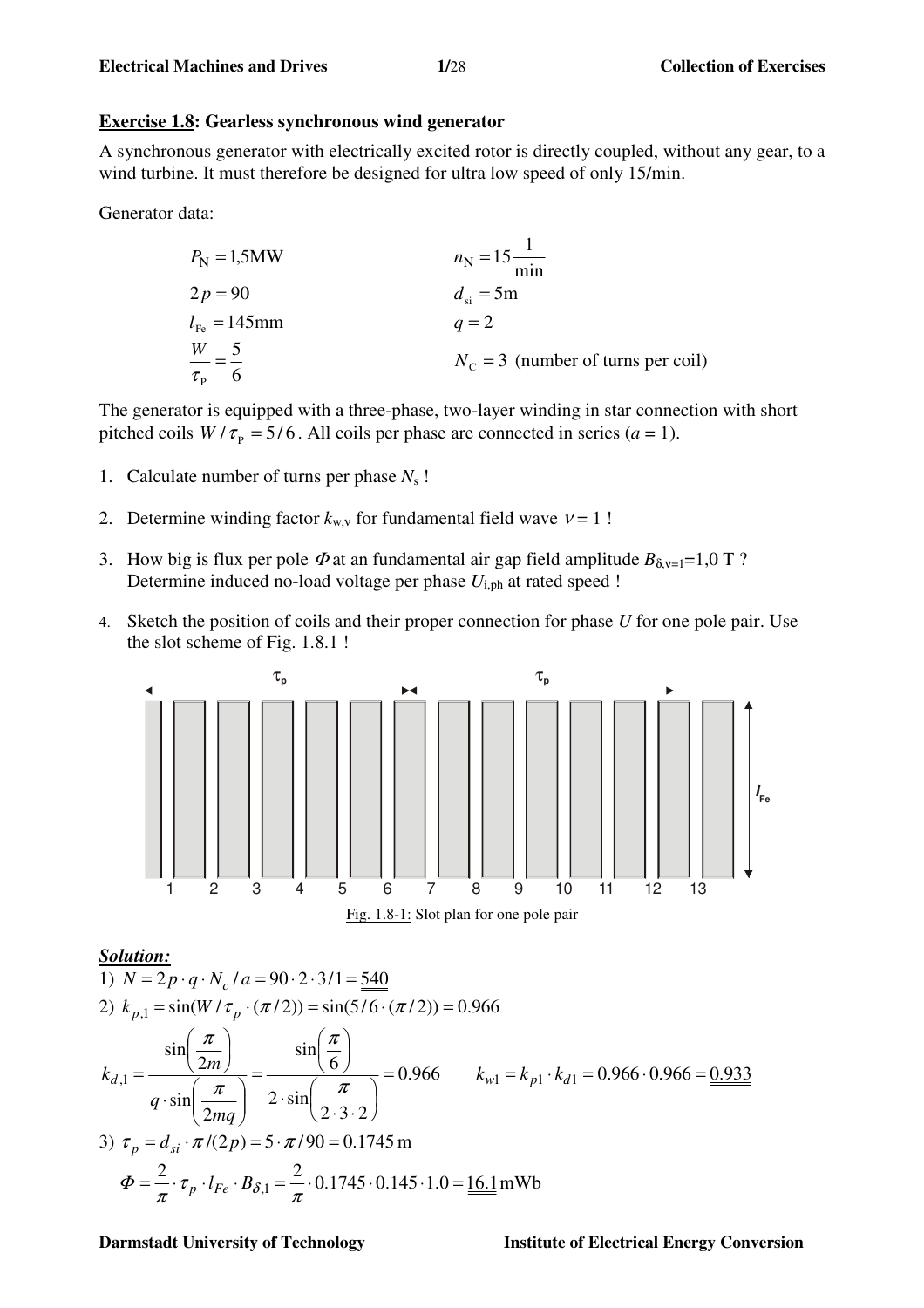**Exercise 1.8: Gearless synchronous wind generator**

A synchronous generator with electrically excited rotor is directly coupled, without any gear, to a wind turbine. It must therefore be designed for ultra low speed of only 15/min.

Generator data:

$$P_N = 1{,}5\text{MW} \qquad n_N = 15\frac{1}{\text{min}}$$

$$2p = 90 \qquad d_{si} = 5\text{m}$$

$$l_{Fe} = 145\text{mm} \qquad q = 2$$

$$\frac{W}{\tau_P} = \frac{5}{6} \qquad N_C = 3 \text{ (number of turns per coil)}$$

The generator is equipped with a three-phase, two-layer winding in star connection with short pitched coils $W/\tau_P = 5/6$. All coils per phase are connected in series ($a$ = 1).

1. Calculate number of turns per phase $N_s$ !
2. Determine winding factor $k_{w,\nu}$ for fundamental field wave $\nu = 1$ !
3. How big is flux per pole $\Phi$ at an fundamental air gap field amplitude $B_{\delta,\nu=1}$=1,0 T ? Determine induced no-load voltage per phase $U_{i,ph}$ at rated speed !
4. Sketch the position of coils and their proper connection for phase $U$ for one pole pair. Use the slot scheme of Fig. 1.8.1 !

Fig. 1.8-1: Slot plan for one pole pair

***Solution:***

1) $N = 2p \cdot q \cdot N_c / a = 90 \cdot 2 \cdot 3 / 1 = \underline{540}$

2) $k_{p,1} = \sin(W/\tau_p \cdot (\pi/2)) = \sin(5/6 \cdot (\pi/2)) = 0.966$

$$k_{d,1} = \frac{\sin\left(\dfrac{\pi}{2m}\right)}{q \cdot \sin\left(\dfrac{\pi}{2mq}\right)} = \frac{\sin\left(\dfrac{\pi}{6}\right)}{2 \cdot \sin\left(\dfrac{\pi}{2 \cdot 3 \cdot 2}\right)} = 0.966 \qquad k_{w1} = k_{p1} \cdot k_{d1} = 0.966 \cdot 0.966 = \underline{\underline{0.933}}$$

3) $\tau_p = d_{si} \cdot \pi / (2p) = 5 \cdot \pi / 90 = 0.1745\,\text{m}$

$$\Phi = \frac{2}{\pi} \cdot \tau_p \cdot l_{Fe} \cdot B_{\delta,1} = \frac{2}{\pi} \cdot 0.1745 \cdot 0.145 \cdot 1.0 = \underline{\underline{16.1}}\,\text{mWb}$$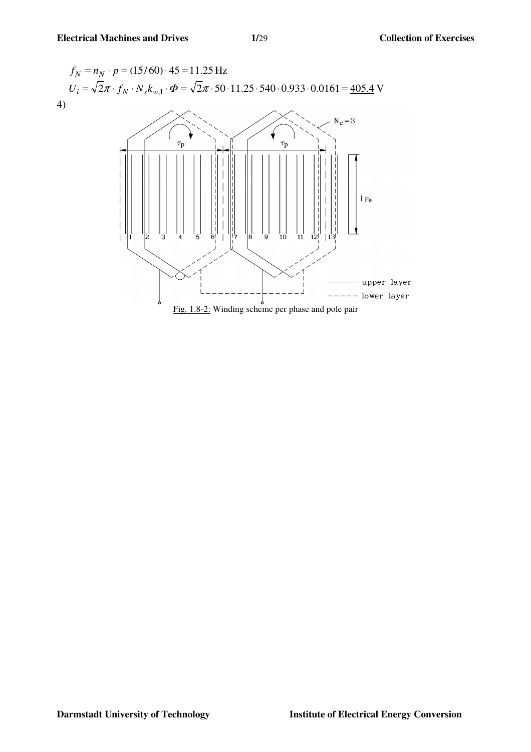$$f_N = n_N \cdot p = (15/60) \cdot 45 = 11.25\,\text{Hz}$$

$$U_i = \sqrt{2}\pi \cdot f_N \cdot N_s k_{w,1} \cdot \Phi = \sqrt{2}\pi \cdot 50 \cdot 11.25 \cdot 540 \cdot 0.933 \cdot 0.0161 = \underline{\underline{405.4}}\,\text{V}$$

4)

$N_c = 3$

$\tau_p$

$\tau_p$

$l_{Fe}$

1 2 3 4 5 6 7 8 9 10 11 12 13

upper layer

lower layer

Fig. 1.8-2: Winding scheme per phase and pole pair